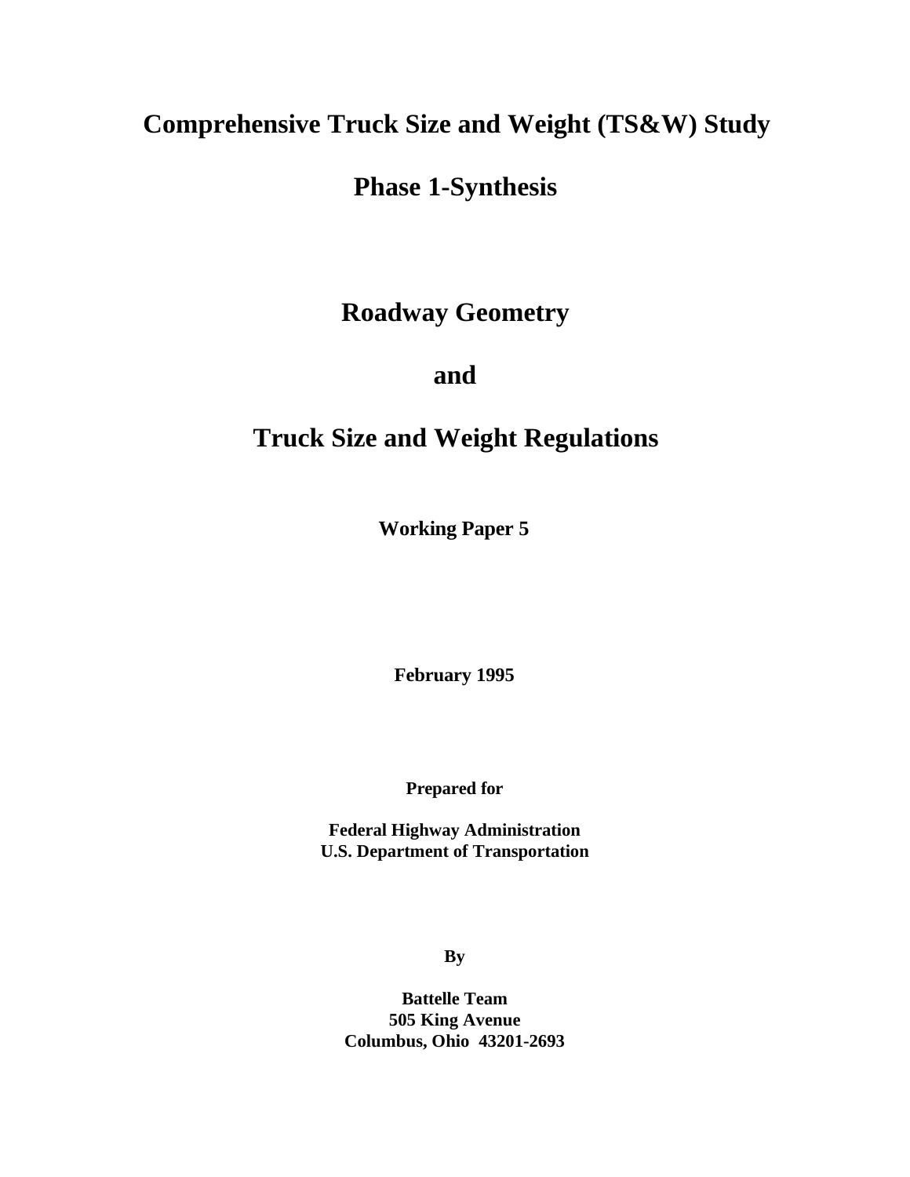# Comprehensive Truck Size and Weight (TS&W) Study

# Phase 1-Synthesis

## Roadway Geometry

## and

## Truck Size and Weight Regulations

**Working Paper 5**

**February 1995**

**Prepared for**

**Federal Highway Administration**
**U.S. Department of Transportation**

**By**

**Battelle Team**
**505 King Avenue**
**Columbus, Ohio 43201-2693**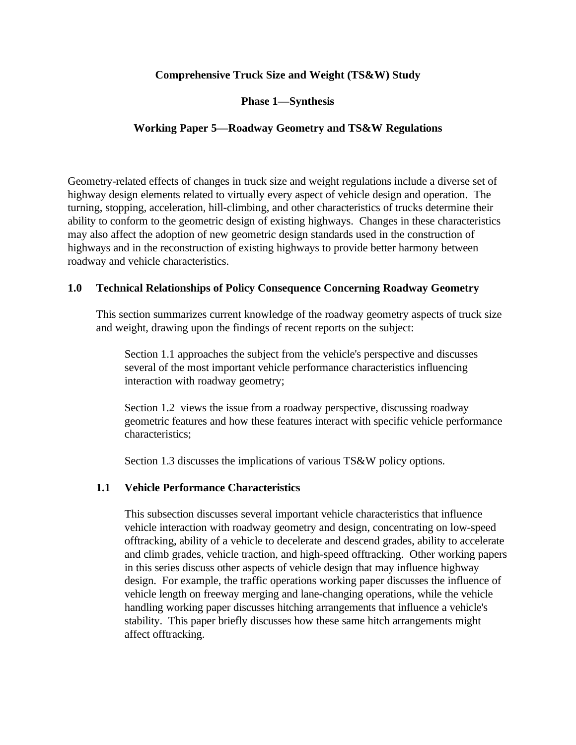**Comprehensive Truck Size and Weight (TS&W) Study**

**Phase 1—Synthesis**

**Working Paper 5—Roadway Geometry and TS&W Regulations**

Geometry-related effects of changes in truck size and weight regulations include a diverse set of highway design elements related to virtually every aspect of vehicle design and operation. The turning, stopping, acceleration, hill-climbing, and other characteristics of trucks determine their ability to conform to the geometric design of existing highways. Changes in these characteristics may also affect the adoption of new geometric design standards used in the construction of highways and in the reconstruction of existing highways to provide better harmony between roadway and vehicle characteristics.

## 1.0 Technical Relationships of Policy Consequence Concerning Roadway Geometry

This section summarizes current knowledge of the roadway geometry aspects of truck size and weight, drawing upon the findings of recent reports on the subject:

Section 1.1 approaches the subject from the vehicle's perspective and discusses several of the most important vehicle performance characteristics influencing interaction with roadway geometry;

Section 1.2 views the issue from a roadway perspective, discussing roadway geometric features and how these features interact with specific vehicle performance characteristics;

Section 1.3 discusses the implications of various TS&W policy options.

### 1.1 Vehicle Performance Characteristics

This subsection discusses several important vehicle characteristics that influence vehicle interaction with roadway geometry and design, concentrating on low-speed offtracking, ability of a vehicle to decelerate and descend grades, ability to accelerate and climb grades, vehicle traction, and high-speed offtracking. Other working papers in this series discuss other aspects of vehicle design that may influence highway design. For example, the traffic operations working paper discusses the influence of vehicle length on freeway merging and lane-changing operations, while the vehicle handling working paper discusses hitching arrangements that influence a vehicle's stability. This paper briefly discusses how these same hitch arrangements might affect offtracking.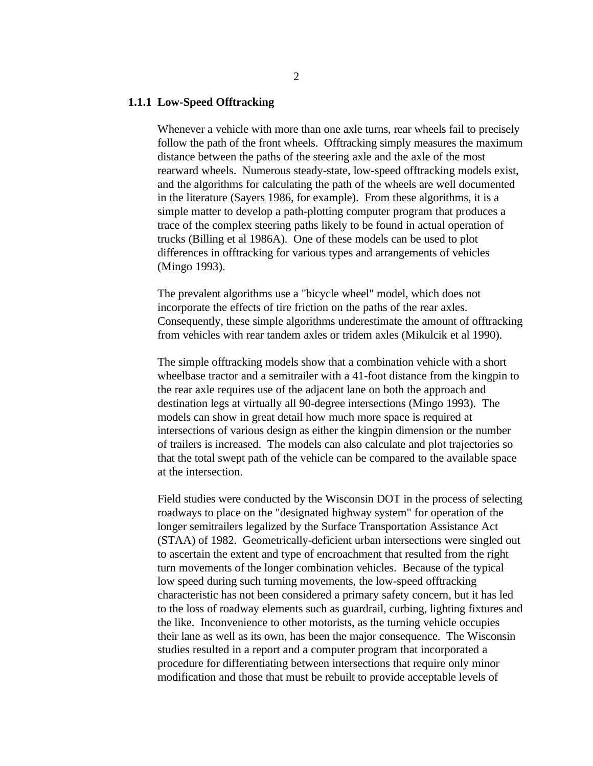### 1.1.1 Low-Speed Offtracking

Whenever a vehicle with more than one axle turns, rear wheels fail to precisely follow the path of the front wheels. Offtracking simply measures the maximum distance between the paths of the steering axle and the axle of the most rearward wheels. Numerous steady-state, low-speed offtracking models exist, and the algorithms for calculating the path of the wheels are well documented in the literature (Sayers 1986, for example). From these algorithms, it is a simple matter to develop a path-plotting computer program that produces a trace of the complex steering paths likely to be found in actual operation of trucks (Billing et al 1986A). One of these models can be used to plot differences in offtracking for various types and arrangements of vehicles (Mingo 1993).

The prevalent algorithms use a "bicycle wheel" model, which does not incorporate the effects of tire friction on the paths of the rear axles. Consequently, these simple algorithms underestimate the amount of offtracking from vehicles with rear tandem axles or tridem axles (Mikulcik et al 1990).

The simple offtracking models show that a combination vehicle with a short wheelbase tractor and a semitrailer with a 41-foot distance from the kingpin to the rear axle requires use of the adjacent lane on both the approach and destination legs at virtually all 90-degree intersections (Mingo 1993). The models can show in great detail how much more space is required at intersections of various design as either the kingpin dimension or the number of trailers is increased. The models can also calculate and plot trajectories so that the total swept path of the vehicle can be compared to the available space at the intersection.

Field studies were conducted by the Wisconsin DOT in the process of selecting roadways to place on the "designated highway system" for operation of the longer semitrailers legalized by the Surface Transportation Assistance Act (STAA) of 1982. Geometrically-deficient urban intersections were singled out to ascertain the extent and type of encroachment that resulted from the right turn movements of the longer combination vehicles. Because of the typical low speed during such turning movements, the low-speed offtracking characteristic has not been considered a primary safety concern, but it has led to the loss of roadway elements such as guardrail, curbing, lighting fixtures and the like. Inconvenience to other motorists, as the turning vehicle occupies their lane as well as its own, has been the major consequence. The Wisconsin studies resulted in a report and a computer program that incorporated a procedure for differentiating between intersections that require only minor modification and those that must be rebuilt to provide acceptable levels of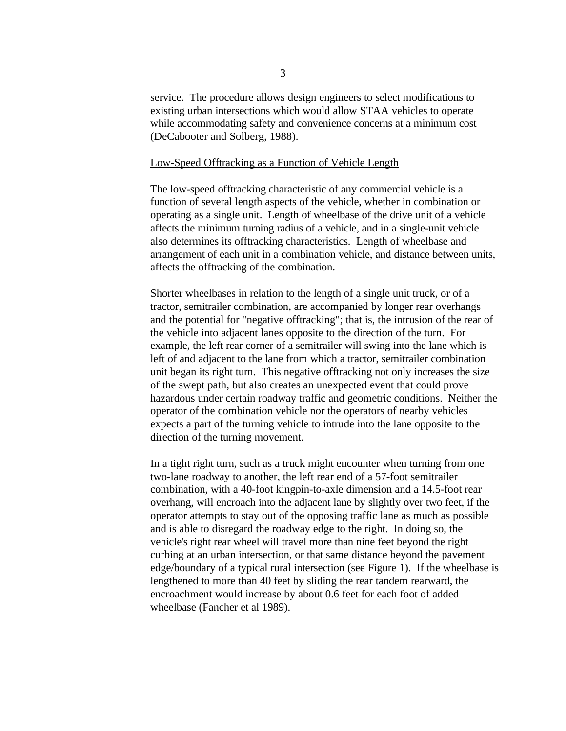service. The procedure allows design engineers to select modifications to existing urban intersections which would allow STAA vehicles to operate while accommodating safety and convenience concerns at a minimum cost (DeCabooter and Solberg, 1988).

## Low-Speed Offtracking as a Function of Vehicle Length

The low-speed offtracking characteristic of any commercial vehicle is a function of several length aspects of the vehicle, whether in combination or operating as a single unit. Length of wheelbase of the drive unit of a vehicle affects the minimum turning radius of a vehicle, and in a single-unit vehicle also determines its offtracking characteristics. Length of wheelbase and arrangement of each unit in a combination vehicle, and distance between units, affects the offtracking of the combination.

Shorter wheelbases in relation to the length of a single unit truck, or of a tractor, semitrailer combination, are accompanied by longer rear overhangs and the potential for "negative offtracking"; that is, the intrusion of the rear of the vehicle into adjacent lanes opposite to the direction of the turn. For example, the left rear corner of a semitrailer will swing into the lane which is left of and adjacent to the lane from which a tractor, semitrailer combination unit began its right turn. This negative offtracking not only increases the size of the swept path, but also creates an unexpected event that could prove hazardous under certain roadway traffic and geometric conditions. Neither the operator of the combination vehicle nor the operators of nearby vehicles expects a part of the turning vehicle to intrude into the lane opposite to the direction of the turning movement.

In a tight right turn, such as a truck might encounter when turning from one two-lane roadway to another, the left rear end of a 57-foot semitrailer combination, with a 40-foot kingpin-to-axle dimension and a 14.5-foot rear overhang, will encroach into the adjacent lane by slightly over two feet, if the operator attempts to stay out of the opposing traffic lane as much as possible and is able to disregard the roadway edge to the right. In doing so, the vehicle's right rear wheel will travel more than nine feet beyond the right curbing at an urban intersection, or that same distance beyond the pavement edge/boundary of a typical rural intersection (see Figure 1). If the wheelbase is lengthened to more than 40 feet by sliding the rear tandem rearward, the encroachment would increase by about 0.6 feet for each foot of added wheelbase (Fancher et al 1989).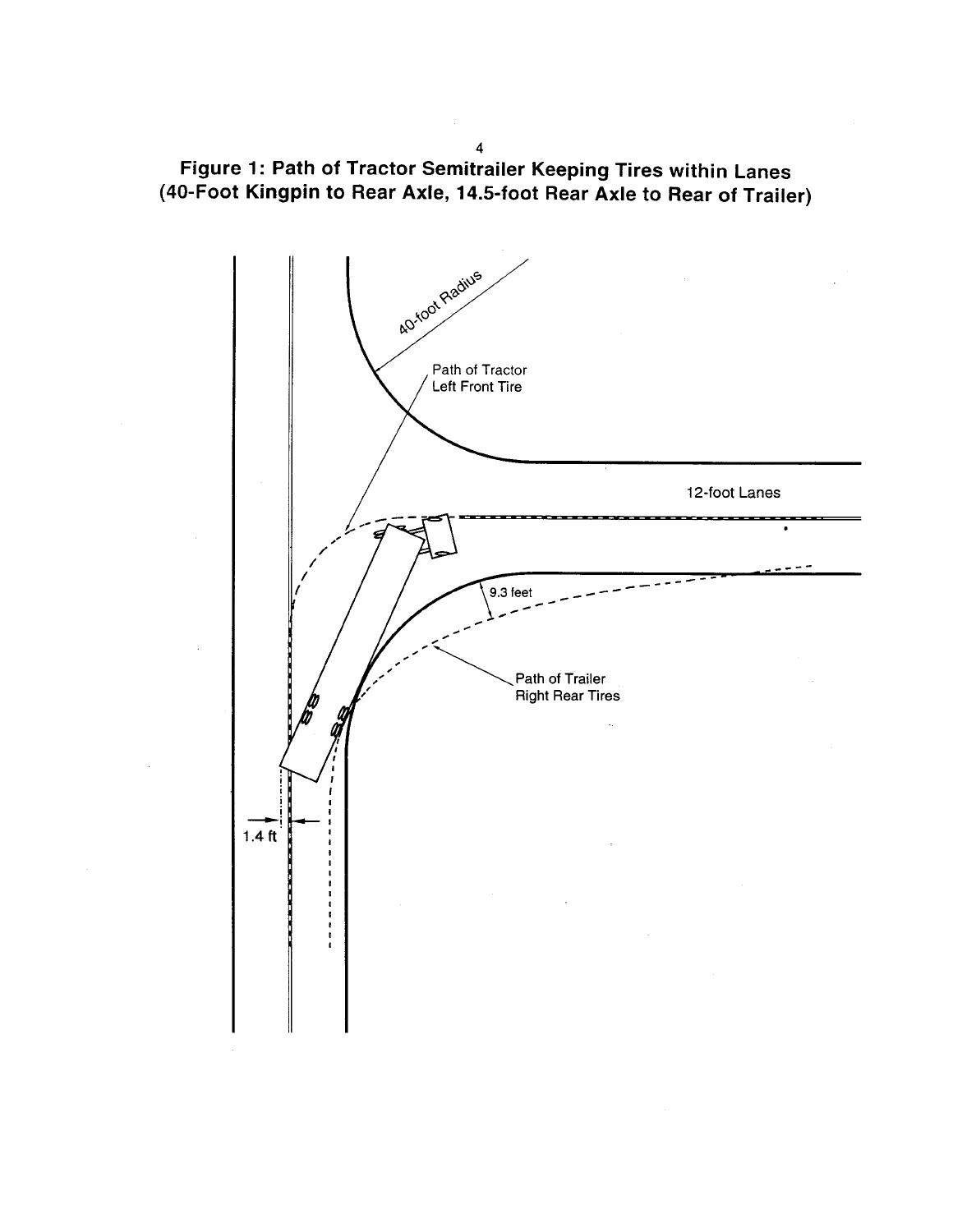# Figure 1: Path of Tractor Semitrailer Keeping Tires within Lanes (40-Foot Kingpin to Rear Axle, 14.5-foot Rear Axle to Rear of Trailer)

40-foot Radius

Path of Tractor Left Front Tire

12-foot Lanes

9.3 feet

Path of Trailer Right Rear Tires

1.4 ft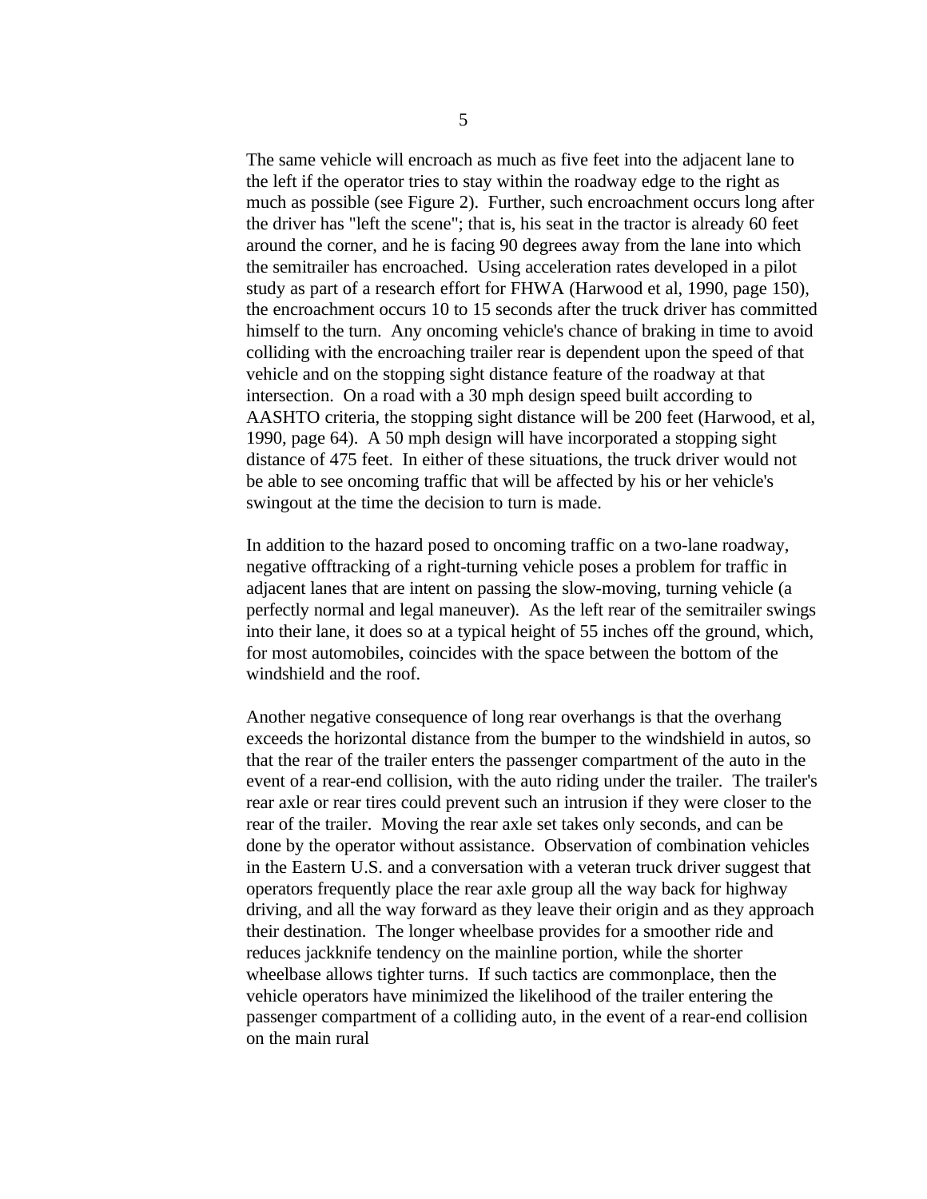The same vehicle will encroach as much as five feet into the adjacent lane to the left if the operator tries to stay within the roadway edge to the right as much as possible (see Figure 2). Further, such encroachment occurs long after the driver has "left the scene"; that is, his seat in the tractor is already 60 feet around the corner, and he is facing 90 degrees away from the lane into which the semitrailer has encroached. Using acceleration rates developed in a pilot study as part of a research effort for FHWA (Harwood et al, 1990, page 150), the encroachment occurs 10 to 15 seconds after the truck driver has committed himself to the turn. Any oncoming vehicle's chance of braking in time to avoid colliding with the encroaching trailer rear is dependent upon the speed of that vehicle and on the stopping sight distance feature of the roadway at that intersection. On a road with a 30 mph design speed built according to AASHTO criteria, the stopping sight distance will be 200 feet (Harwood, et al, 1990, page 64). A 50 mph design will have incorporated a stopping sight distance of 475 feet. In either of these situations, the truck driver would not be able to see oncoming traffic that will be affected by his or her vehicle's swingout at the time the decision to turn is made.

In addition to the hazard posed to oncoming traffic on a two-lane roadway, negative offtracking of a right-turning vehicle poses a problem for traffic in adjacent lanes that are intent on passing the slow-moving, turning vehicle (a perfectly normal and legal maneuver). As the left rear of the semitrailer swings into their lane, it does so at a typical height of 55 inches off the ground, which, for most automobiles, coincides with the space between the bottom of the windshield and the roof.

Another negative consequence of long rear overhangs is that the overhang exceeds the horizontal distance from the bumper to the windshield in autos, so that the rear of the trailer enters the passenger compartment of the auto in the event of a rear-end collision, with the auto riding under the trailer. The trailer's rear axle or rear tires could prevent such an intrusion if they were closer to the rear of the trailer. Moving the rear axle set takes only seconds, and can be done by the operator without assistance. Observation of combination vehicles in the Eastern U.S. and a conversation with a veteran truck driver suggest that operators frequently place the rear axle group all the way back for highway driving, and all the way forward as they leave their origin and as they approach their destination. The longer wheelbase provides for a smoother ride and reduces jackknife tendency on the mainline portion, while the shorter wheelbase allows tighter turns. If such tactics are commonplace, then the vehicle operators have minimized the likelihood of the trailer entering the passenger compartment of a colliding auto, in the event of a rear-end collision on the main rural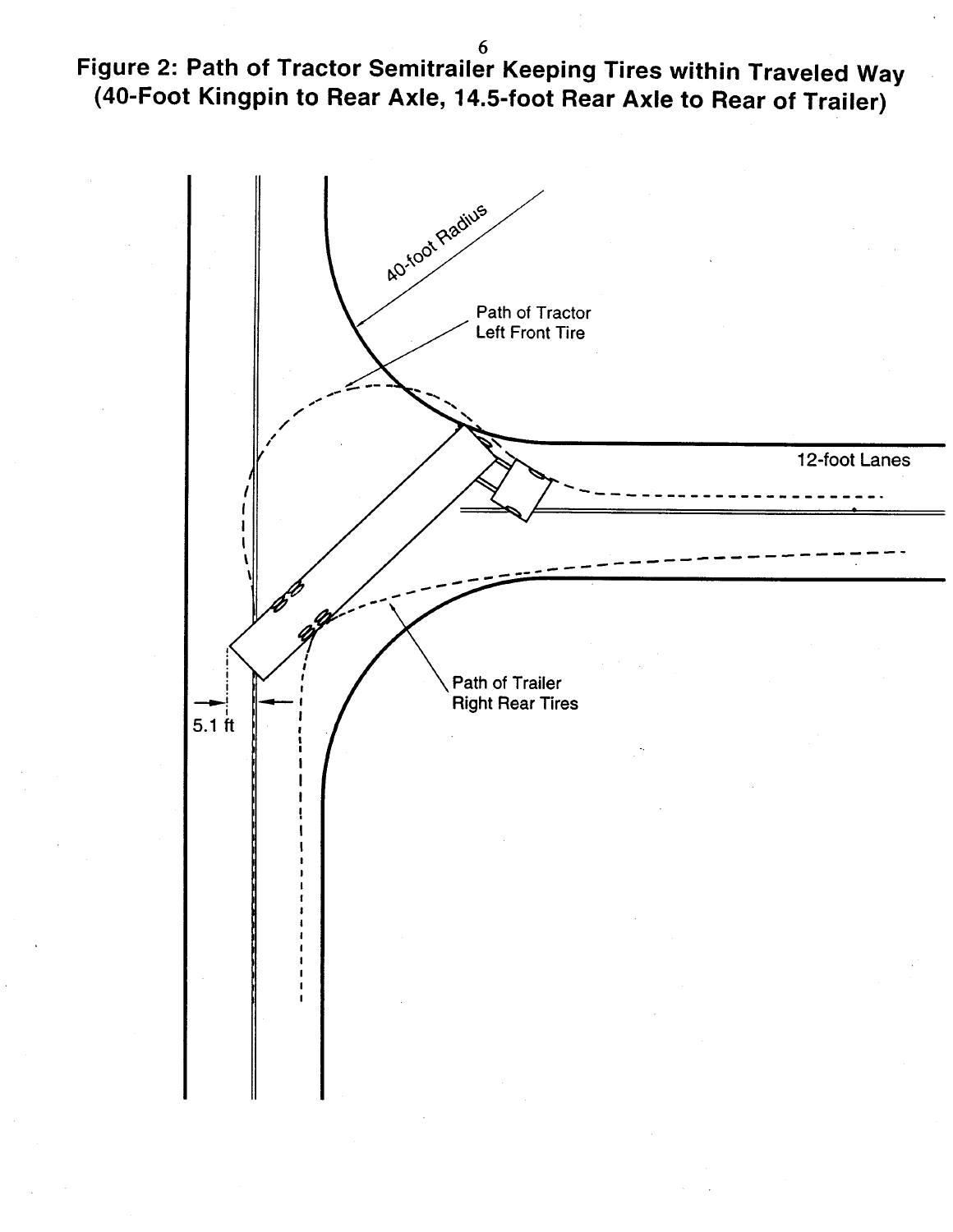**Figure 2: Path of Tractor Semitrailer Keeping Tires within Traveled Way (40-Foot Kingpin to Rear Axle, 14.5-foot Rear Axle to Rear of Trailer)**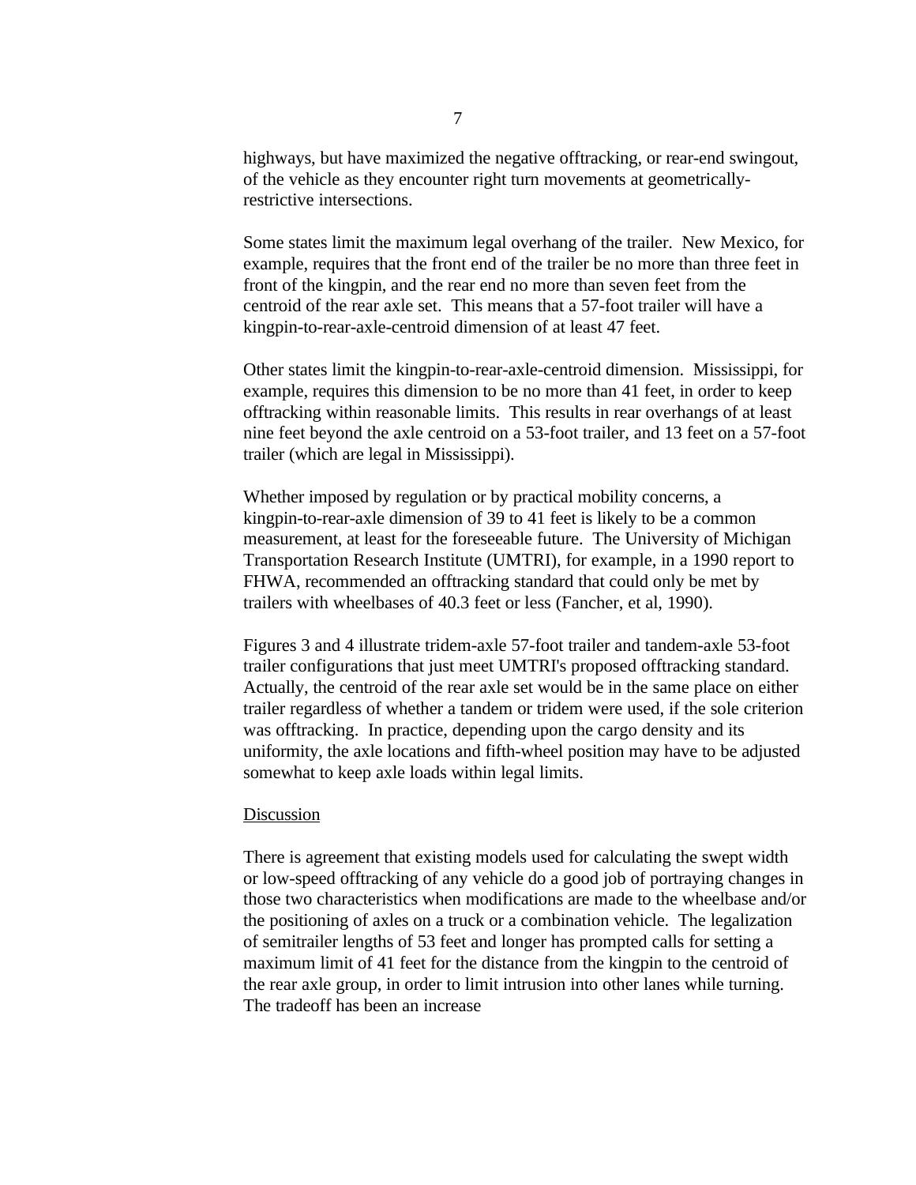highways, but have maximized the negative offtracking, or rear-end swingout, of the vehicle as they encounter right turn movements at geometrically-restrictive intersections.

Some states limit the maximum legal overhang of the trailer. New Mexico, for example, requires that the front end of the trailer be no more than three feet in front of the kingpin, and the rear end no more than seven feet from the centroid of the rear axle set. This means that a 57-foot trailer will have a kingpin-to-rear-axle-centroid dimension of at least 47 feet.

Other states limit the kingpin-to-rear-axle-centroid dimension. Mississippi, for example, requires this dimension to be no more than 41 feet, in order to keep offtracking within reasonable limits. This results in rear overhangs of at least nine feet beyond the axle centroid on a 53-foot trailer, and 13 feet on a 57-foot trailer (which are legal in Mississippi).

Whether imposed by regulation or by practical mobility concerns, a kingpin-to-rear-axle dimension of 39 to 41 feet is likely to be a common measurement, at least for the foreseeable future. The University of Michigan Transportation Research Institute (UMTRI), for example, in a 1990 report to FHWA, recommended an offtracking standard that could only be met by trailers with wheelbases of 40.3 feet or less (Fancher, et al, 1990).

Figures 3 and 4 illustrate tridem-axle 57-foot trailer and tandem-axle 53-foot trailer configurations that just meet UMTRI's proposed offtracking standard. Actually, the centroid of the rear axle set would be in the same place on either trailer regardless of whether a tandem or tridem were used, if the sole criterion was offtracking. In practice, depending upon the cargo density and its uniformity, the axle locations and fifth-wheel position may have to be adjusted somewhat to keep axle loads within legal limits.

<u>Discussion</u>

There is agreement that existing models used for calculating the swept width or low-speed offtracking of any vehicle do a good job of portraying changes in those two characteristics when modifications are made to the wheelbase and/or the positioning of axles on a truck or a combination vehicle. The legalization of semitrailer lengths of 53 feet and longer has prompted calls for setting a maximum limit of 41 feet for the distance from the kingpin to the centroid of the rear axle group, in order to limit intrusion into other lanes while turning. The tradeoff has been an increase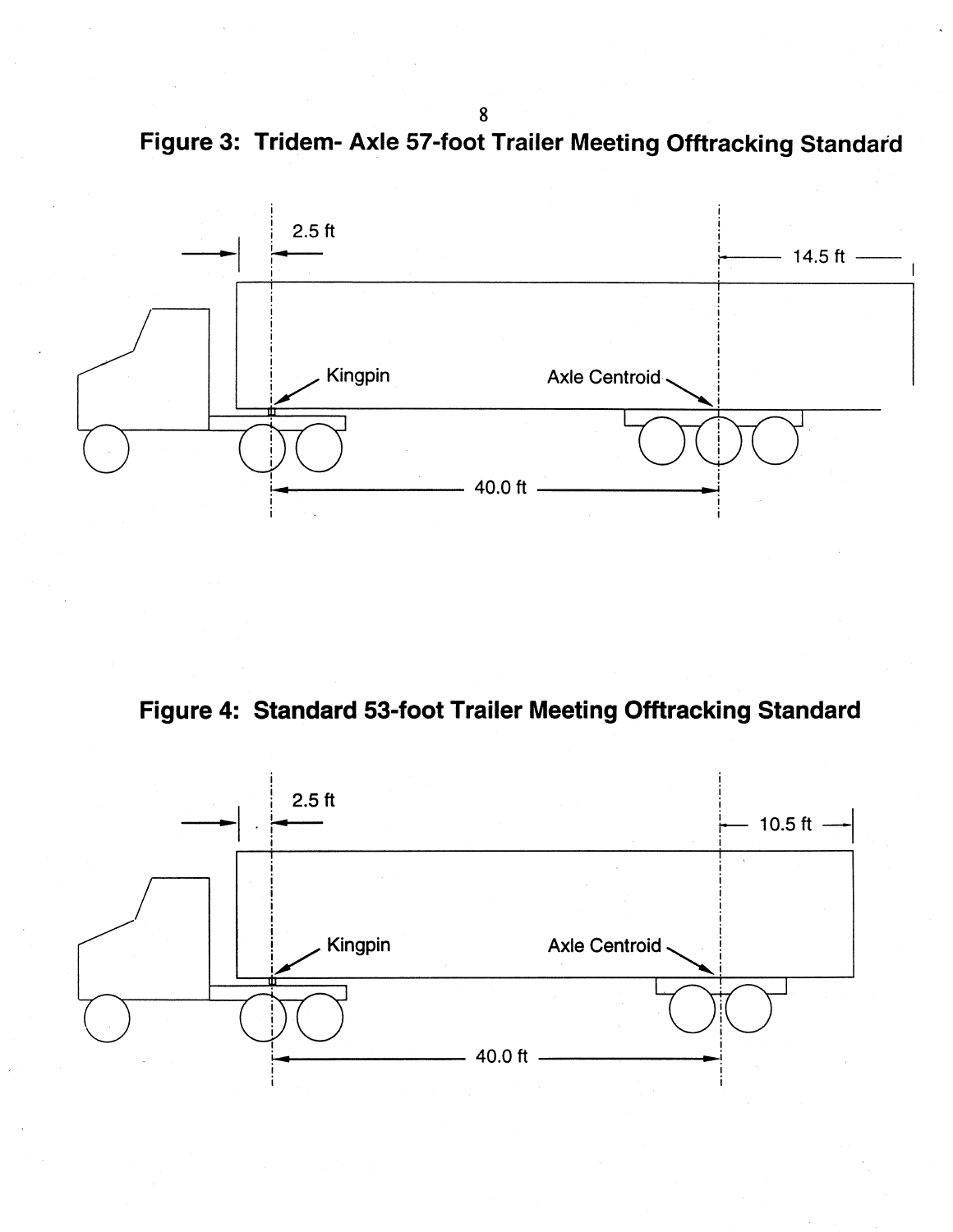**Figure 3: Tridem- Axle 57-foot Trailer Meeting Offtracking Standard**

2.5 ft

14.5 ft

Kingpin

Axle Centroid

40.0 ft

**Figure 4: Standard 53-foot Trailer Meeting Offtracking Standard**

2.5 ft

10.5 ft

Kingpin

Axle Centroid

40.0 ft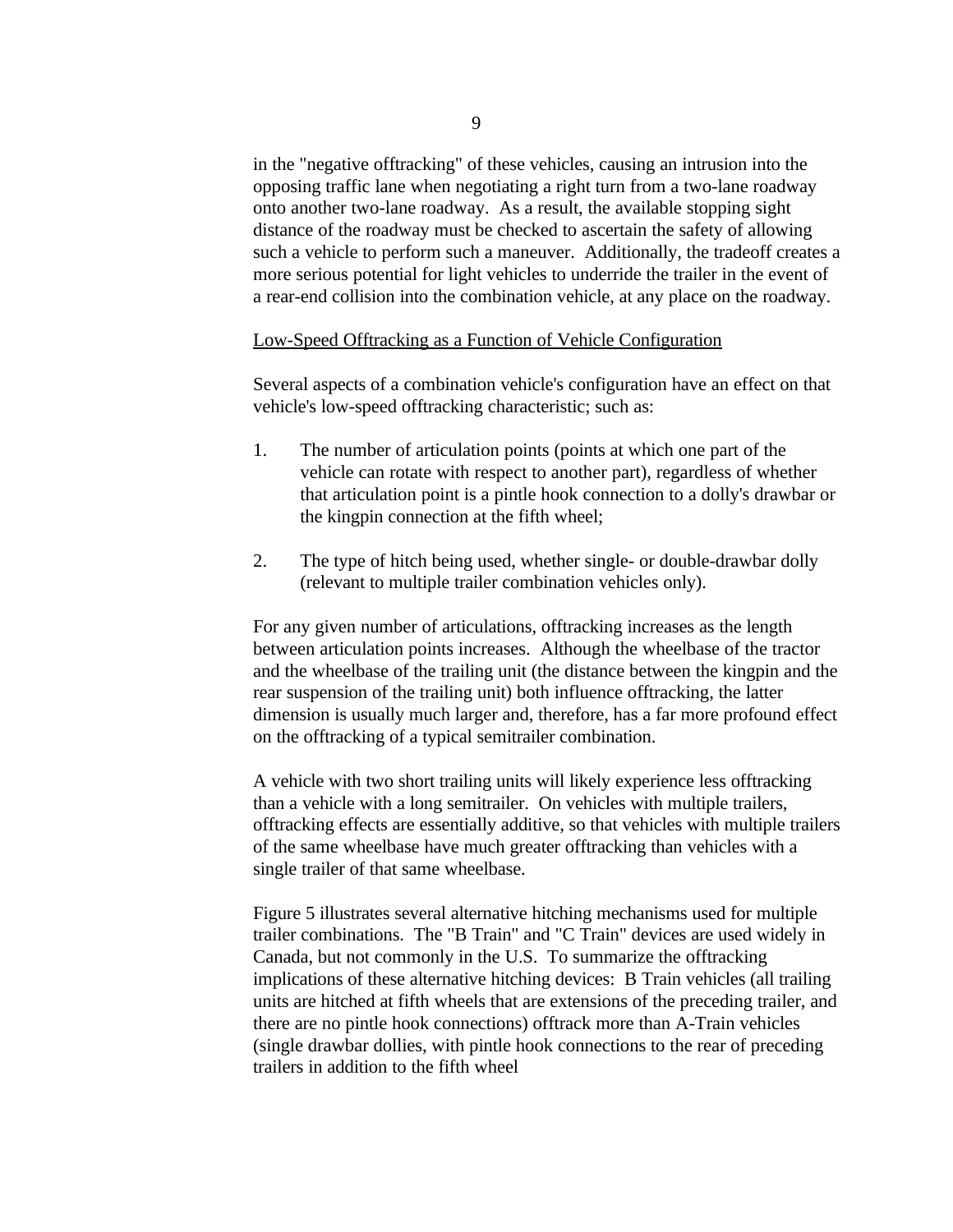in the "negative offtracking" of these vehicles, causing an intrusion into the opposing traffic lane when negotiating a right turn from a two-lane roadway onto another two-lane roadway. As a result, the available stopping sight distance of the roadway must be checked to ascertain the safety of allowing such a vehicle to perform such a maneuver. Additionally, the tradeoff creates a more serious potential for light vehicles to underride the trailer in the event of a rear-end collision into the combination vehicle, at any place on the roadway.

<u>Low-Speed Offtracking as a Function of Vehicle Configuration</u>

Several aspects of a combination vehicle's configuration have an effect on that vehicle's low-speed offtracking characteristic; such as:

1. The number of articulation points (points at which one part of the vehicle can rotate with respect to another part), regardless of whether that articulation point is a pintle hook connection to a dolly's drawbar or the kingpin connection at the fifth wheel;

2. The type of hitch being used, whether single- or double-drawbar dolly (relevant to multiple trailer combination vehicles only).

For any given number of articulations, offtracking increases as the length between articulation points increases. Although the wheelbase of the tractor and the wheelbase of the trailing unit (the distance between the kingpin and the rear suspension of the trailing unit) both influence offtracking, the latter dimension is usually much larger and, therefore, has a far more profound effect on the offtracking of a typical semitrailer combination.

A vehicle with two short trailing units will likely experience less offtracking than a vehicle with a long semitrailer. On vehicles with multiple trailers, offtracking effects are essentially additive, so that vehicles with multiple trailers of the same wheelbase have much greater offtracking than vehicles with a single trailer of that same wheelbase.

Figure 5 illustrates several alternative hitching mechanisms used for multiple trailer combinations. The "B Train" and "C Train" devices are used widely in Canada, but not commonly in the U.S. To summarize the offtracking implications of these alternative hitching devices: B Train vehicles (all trailing units are hitched at fifth wheels that are extensions of the preceding trailer, and there are no pintle hook connections) offtrack more than A-Train vehicles (single drawbar dollies, with pintle hook connections to the rear of preceding trailers in addition to the fifth wheel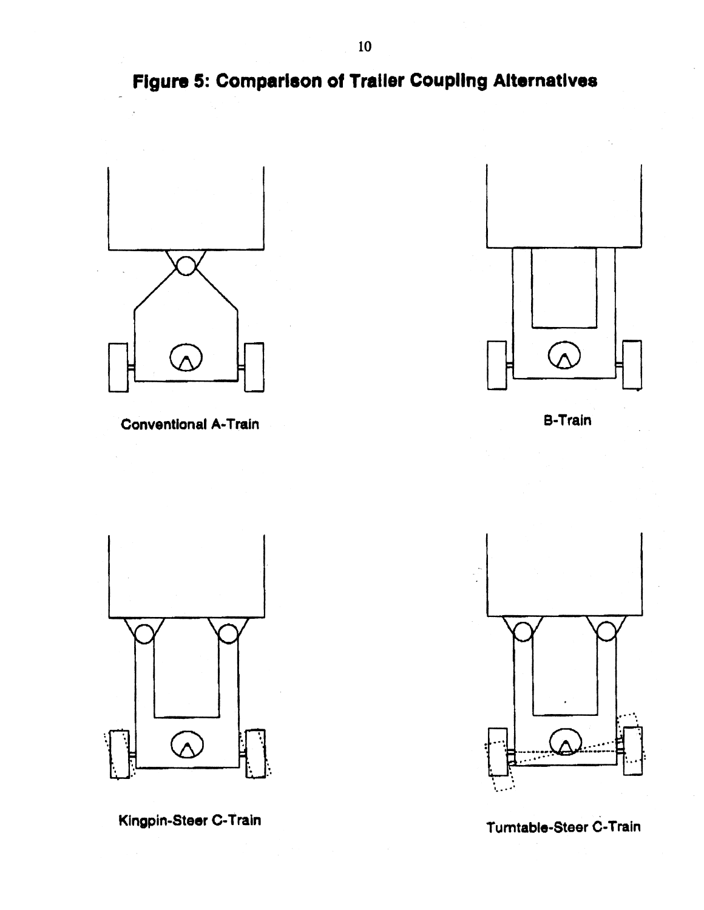# Figure 5: Comparison of Trailer Coupling Alternatives

Conventional A-Train

B-Train

Kingpin-Steer C-Train

Turntable-Steer C-Train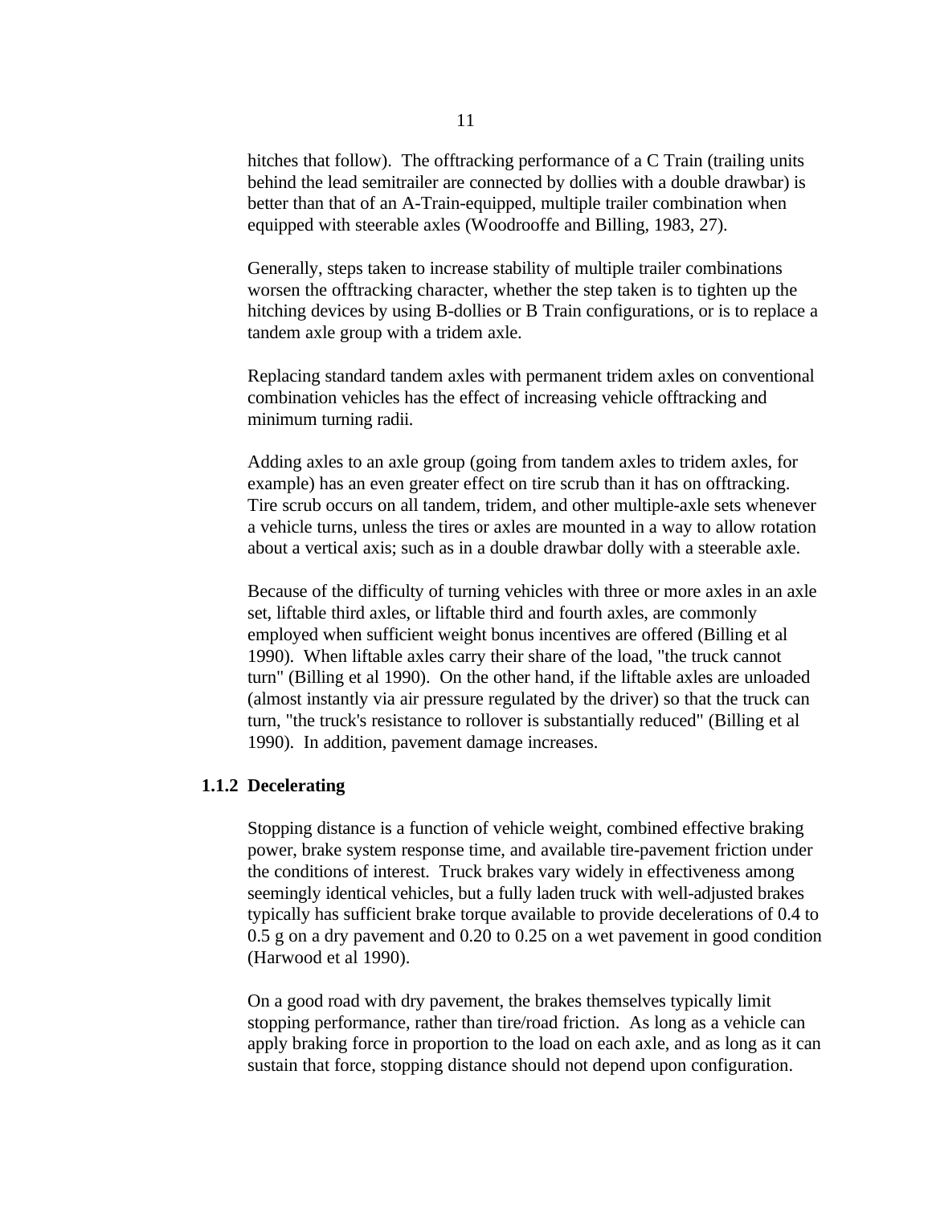hitches that follow). The offtracking performance of a C Train (trailing units behind the lead semitrailer are connected by dollies with a double drawbar) is better than that of an A-Train-equipped, multiple trailer combination when equipped with steerable axles (Woodrooffe and Billing, 1983, 27).

Generally, steps taken to increase stability of multiple trailer combinations worsen the offtracking character, whether the step taken is to tighten up the hitching devices by using B-dollies or B Train configurations, or is to replace a tandem axle group with a tridem axle.

Replacing standard tandem axles with permanent tridem axles on conventional combination vehicles has the effect of increasing vehicle offtracking and minimum turning radii.

Adding axles to an axle group (going from tandem axles to tridem axles, for example) has an even greater effect on tire scrub than it has on offtracking. Tire scrub occurs on all tandem, tridem, and other multiple-axle sets whenever a vehicle turns, unless the tires or axles are mounted in a way to allow rotation about a vertical axis; such as in a double drawbar dolly with a steerable axle.

Because of the difficulty of turning vehicles with three or more axles in an axle set, liftable third axles, or liftable third and fourth axles, are commonly employed when sufficient weight bonus incentives are offered (Billing et al 1990). When liftable axles carry their share of the load, "the truck cannot turn" (Billing et al 1990). On the other hand, if the liftable axles are unloaded (almost instantly via air pressure regulated by the driver) so that the truck can turn, "the truck's resistance to rollover is substantially reduced" (Billing et al 1990). In addition, pavement damage increases.

### 1.1.2 Decelerating

Stopping distance is a function of vehicle weight, combined effective braking power, brake system response time, and available tire-pavement friction under the conditions of interest. Truck brakes vary widely in effectiveness among seemingly identical vehicles, but a fully laden truck with well-adjusted brakes typically has sufficient brake torque available to provide decelerations of 0.4 to 0.5 g on a dry pavement and 0.20 to 0.25 on a wet pavement in good condition (Harwood et al 1990).

On a good road with dry pavement, the brakes themselves typically limit stopping performance, rather than tire/road friction. As long as a vehicle can apply braking force in proportion to the load on each axle, and as long as it can sustain that force, stopping distance should not depend upon configuration.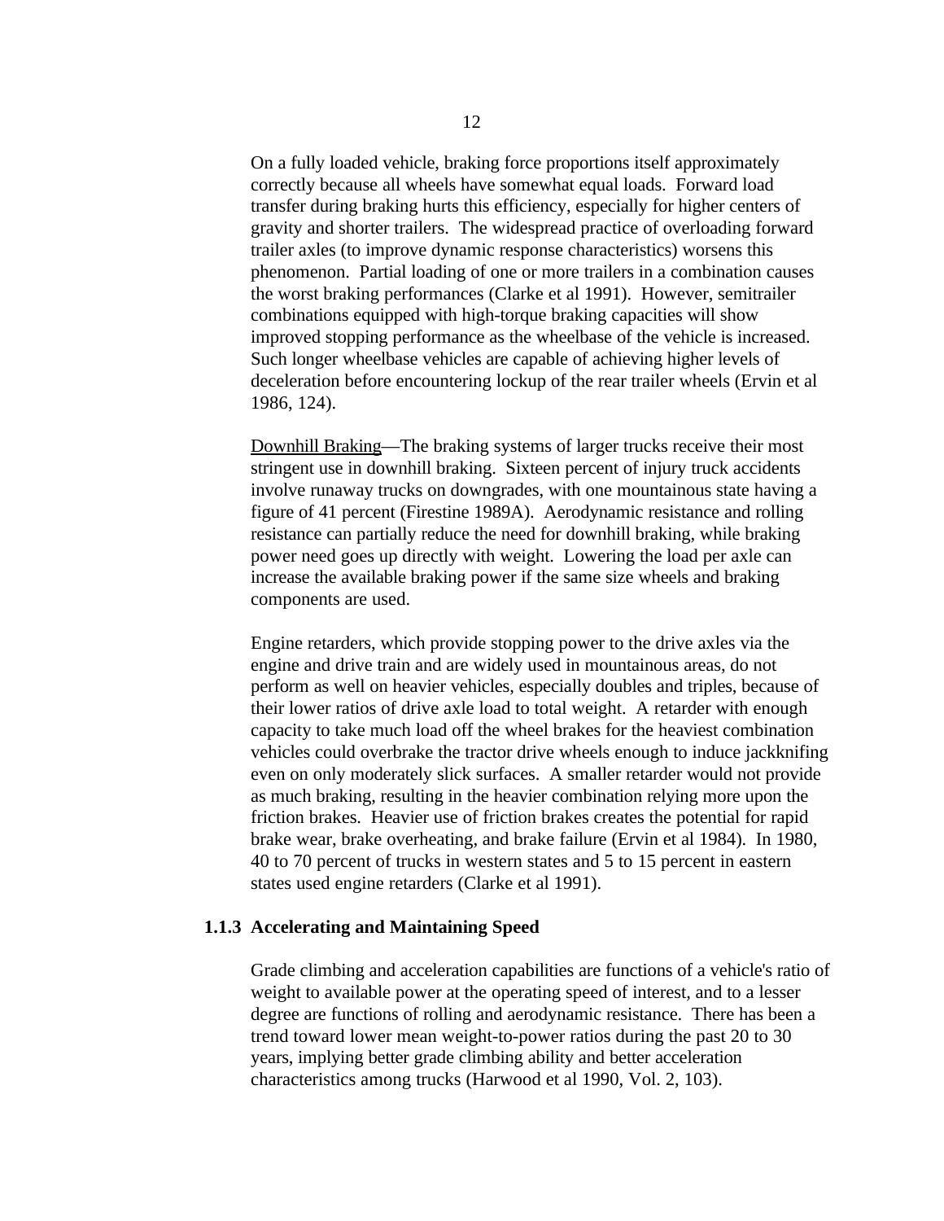On a fully loaded vehicle, braking force proportions itself approximately correctly because all wheels have somewhat equal loads. Forward load transfer during braking hurts this efficiency, especially for higher centers of gravity and shorter trailers. The widespread practice of overloading forward trailer axles (to improve dynamic response characteristics) worsens this phenomenon. Partial loading of one or more trailers in a combination causes the worst braking performances (Clarke et al 1991). However, semitrailer combinations equipped with high-torque braking capacities will show improved stopping performance as the wheelbase of the vehicle is increased. Such longer wheelbase vehicles are capable of achieving higher levels of deceleration before encountering lockup of the rear trailer wheels (Ervin et al 1986, 124).

<u>Downhill Braking</u>—The braking systems of larger trucks receive their most stringent use in downhill braking. Sixteen percent of injury truck accidents involve runaway trucks on downgrades, with one mountainous state having a figure of 41 percent (Firestine 1989A). Aerodynamic resistance and rolling resistance can partially reduce the need for downhill braking, while braking power need goes up directly with weight. Lowering the load per axle can increase the available braking power if the same size wheels and braking components are used.

Engine retarders, which provide stopping power to the drive axles via the engine and drive train and are widely used in mountainous areas, do not perform as well on heavier vehicles, especially doubles and triples, because of their lower ratios of drive axle load to total weight. A retarder with enough capacity to take much load off the wheel brakes for the heaviest combination vehicles could overbrake the tractor drive wheels enough to induce jackknifing even on only moderately slick surfaces. A smaller retarder would not provide as much braking, resulting in the heavier combination relying more upon the friction brakes. Heavier use of friction brakes creates the potential for rapid brake wear, brake overheating, and brake failure (Ervin et al 1984). In 1980, 40 to 70 percent of trucks in western states and 5 to 15 percent in eastern states used engine retarders (Clarke et al 1991).

### 1.1.3 Accelerating and Maintaining Speed

Grade climbing and acceleration capabilities are functions of a vehicle's ratio of weight to available power at the operating speed of interest, and to a lesser degree are functions of rolling and aerodynamic resistance. There has been a trend toward lower mean weight-to-power ratios during the past 20 to 30 years, implying better grade climbing ability and better acceleration characteristics among trucks (Harwood et al 1990, Vol. 2, 103).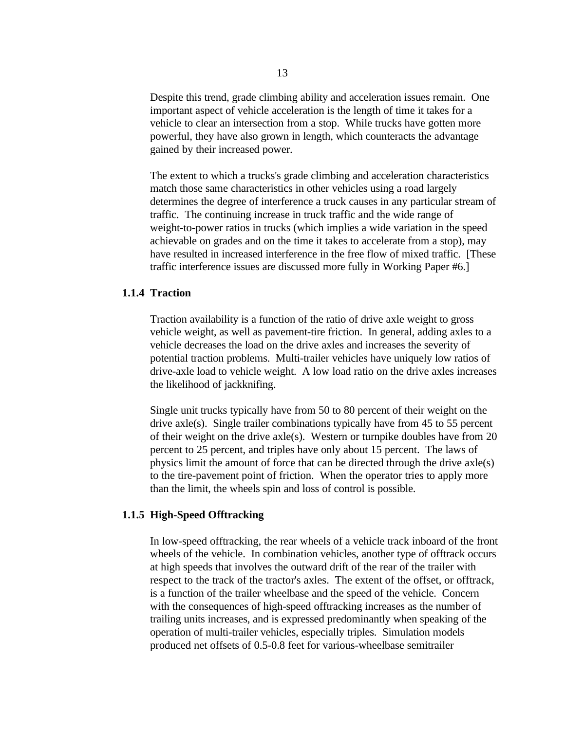Despite this trend, grade climbing ability and acceleration issues remain. One important aspect of vehicle acceleration is the length of time it takes for a vehicle to clear an intersection from a stop. While trucks have gotten more powerful, they have also grown in length, which counteracts the advantage gained by their increased power.

The extent to which a trucks's grade climbing and acceleration characteristics match those same characteristics in other vehicles using a road largely determines the degree of interference a truck causes in any particular stream of traffic. The continuing increase in truck traffic and the wide range of weight-to-power ratios in trucks (which implies a wide variation in the speed achievable on grades and on the time it takes to accelerate from a stop), may have resulted in increased interference in the free flow of mixed traffic. [These traffic interference issues are discussed more fully in Working Paper #6.]

### 1.1.4 Traction

Traction availability is a function of the ratio of drive axle weight to gross vehicle weight, as well as pavement-tire friction. In general, adding axles to a vehicle decreases the load on the drive axles and increases the severity of potential traction problems. Multi-trailer vehicles have uniquely low ratios of drive-axle load to vehicle weight. A low load ratio on the drive axles increases the likelihood of jackknifing.

Single unit trucks typically have from 50 to 80 percent of their weight on the drive axle(s). Single trailer combinations typically have from 45 to 55 percent of their weight on the drive axle(s). Western or turnpike doubles have from 20 percent to 25 percent, and triples have only about 15 percent. The laws of physics limit the amount of force that can be directed through the drive axle(s) to the tire-pavement point of friction. When the operator tries to apply more than the limit, the wheels spin and loss of control is possible.

### 1.1.5 High-Speed Offtracking

In low-speed offtracking, the rear wheels of a vehicle track inboard of the front wheels of the vehicle. In combination vehicles, another type of offtrack occurs at high speeds that involves the outward drift of the rear of the trailer with respect to the track of the tractor's axles. The extent of the offset, or offtrack, is a function of the trailer wheelbase and the speed of the vehicle. Concern with the consequences of high-speed offtracking increases as the number of trailing units increases, and is expressed predominantly when speaking of the operation of multi-trailer vehicles, especially triples. Simulation models produced net offsets of 0.5-0.8 feet for various-wheelbase semitrailer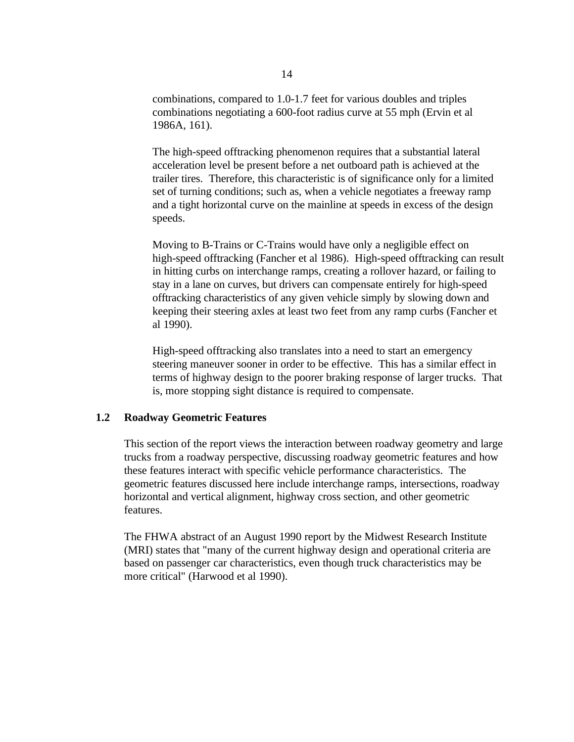combinations, compared to 1.0-1.7 feet for various doubles and triples combinations negotiating a 600-foot radius curve at 55 mph (Ervin et al 1986A, 161).

The high-speed offtracking phenomenon requires that a substantial lateral acceleration level be present before a net outboard path is achieved at the trailer tires. Therefore, this characteristic is of significance only for a limited set of turning conditions; such as, when a vehicle negotiates a freeway ramp and a tight horizontal curve on the mainline at speeds in excess of the design speeds.

Moving to B-Trains or C-Trains would have only a negligible effect on high-speed offtracking (Fancher et al 1986). High-speed offtracking can result in hitting curbs on interchange ramps, creating a rollover hazard, or failing to stay in a lane on curves, but drivers can compensate entirely for high-speed offtracking characteristics of any given vehicle simply by slowing down and keeping their steering axles at least two feet from any ramp curbs (Fancher et al 1990).

High-speed offtracking also translates into a need to start an emergency steering maneuver sooner in order to be effective. This has a similar effect in terms of highway design to the poorer braking response of larger trucks. That is, more stopping sight distance is required to compensate.

## 1.2 Roadway Geometric Features

This section of the report views the interaction between roadway geometry and large trucks from a roadway perspective, discussing roadway geometric features and how these features interact with specific vehicle performance characteristics. The geometric features discussed here include interchange ramps, intersections, roadway horizontal and vertical alignment, highway cross section, and other geometric features.

The FHWA abstract of an August 1990 report by the Midwest Research Institute (MRI) states that "many of the current highway design and operational criteria are based on passenger car characteristics, even though truck characteristics may be more critical" (Harwood et al 1990).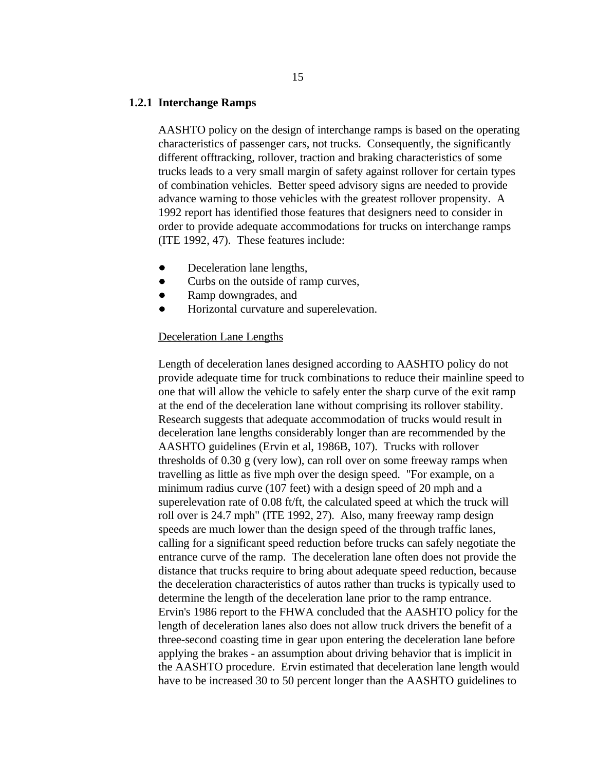### 1.2.1 Interchange Ramps

AASHTO policy on the design of interchange ramps is based on the operating characteristics of passenger cars, not trucks. Consequently, the significantly different offtracking, rollover, traction and braking characteristics of some trucks leads to a very small margin of safety against rollover for certain types of combination vehicles. Better speed advisory signs are needed to provide advance warning to those vehicles with the greatest rollover propensity. A 1992 report has identified those features that designers need to consider in order to provide adequate accommodations for trucks on interchange ramps (ITE 1992, 47). These features include:

- Deceleration lane lengths,
- Curbs on the outside of ramp curves,
- Ramp downgrades, and
- Horizontal curvature and superelevation.

<u>Deceleration Lane Lengths</u>

Length of deceleration lanes designed according to AASHTO policy do not provide adequate time for truck combinations to reduce their mainline speed to one that will allow the vehicle to safely enter the sharp curve of the exit ramp at the end of the deceleration lane without comprising its rollover stability. Research suggests that adequate accommodation of trucks would result in deceleration lane lengths considerably longer than are recommended by the AASHTO guidelines (Ervin et al, 1986B, 107). Trucks with rollover thresholds of 0.30 g (very low), can roll over on some freeway ramps when travelling as little as five mph over the design speed. "For example, on a minimum radius curve (107 feet) with a design speed of 20 mph and a superelevation rate of 0.08 ft/ft, the calculated speed at which the truck will roll over is 24.7 mph" (ITE 1992, 27). Also, many freeway ramp design speeds are much lower than the design speed of the through traffic lanes, calling for a significant speed reduction before trucks can safely negotiate the entrance curve of the ramp. The deceleration lane often does not provide the distance that trucks require to bring about adequate speed reduction, because the deceleration characteristics of autos rather than trucks is typically used to determine the length of the deceleration lane prior to the ramp entrance. Ervin's 1986 report to the FHWA concluded that the AASHTO policy for the length of deceleration lanes also does not allow truck drivers the benefit of a three-second coasting time in gear upon entering the deceleration lane before applying the brakes - an assumption about driving behavior that is implicit in the AASHTO procedure. Ervin estimated that deceleration lane length would have to be increased 30 to 50 percent longer than the AASHTO guidelines to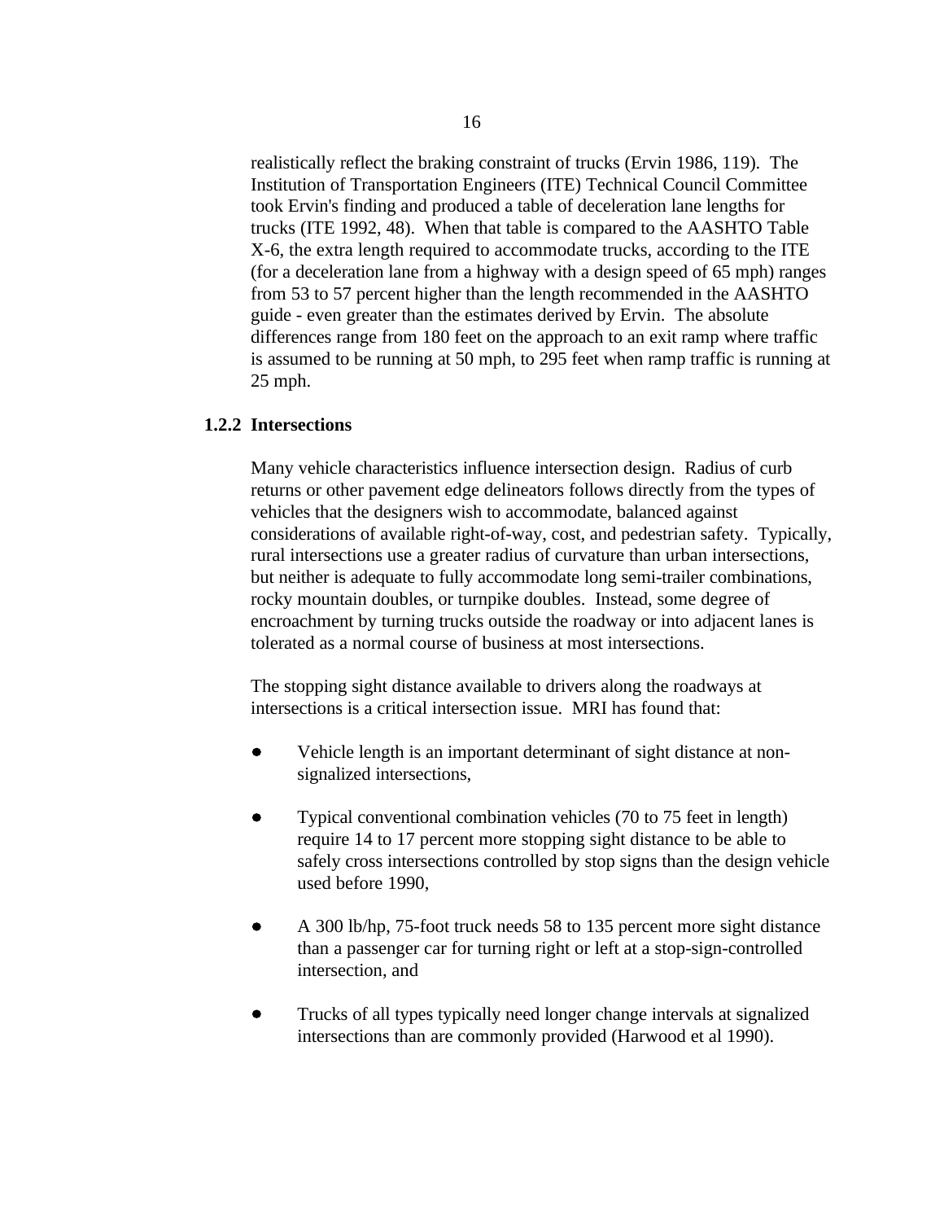realistically reflect the braking constraint of trucks (Ervin 1986, 119). The Institution of Transportation Engineers (ITE) Technical Council Committee took Ervin's finding and produced a table of deceleration lane lengths for trucks (ITE 1992, 48). When that table is compared to the AASHTO Table X-6, the extra length required to accommodate trucks, according to the ITE (for a deceleration lane from a highway with a design speed of 65 mph) ranges from 53 to 57 percent higher than the length recommended in the AASHTO guide - even greater than the estimates derived by Ervin. The absolute differences range from 180 feet on the approach to an exit ramp where traffic is assumed to be running at 50 mph, to 295 feet when ramp traffic is running at 25 mph.

### 1.2.2 Intersections

Many vehicle characteristics influence intersection design. Radius of curb returns or other pavement edge delineators follows directly from the types of vehicles that the designers wish to accommodate, balanced against considerations of available right-of-way, cost, and pedestrian safety. Typically, rural intersections use a greater radius of curvature than urban intersections, but neither is adequate to fully accommodate long semi-trailer combinations, rocky mountain doubles, or turnpike doubles. Instead, some degree of encroachment by turning trucks outside the roadway or into adjacent lanes is tolerated as a normal course of business at most intersections.

The stopping sight distance available to drivers along the roadways at intersections is a critical intersection issue. MRI has found that:

- Vehicle length is an important determinant of sight distance at non-signalized intersections,
- Typical conventional combination vehicles (70 to 75 feet in length) require 14 to 17 percent more stopping sight distance to be able to safely cross intersections controlled by stop signs than the design vehicle used before 1990,
- A 300 lb/hp, 75-foot truck needs 58 to 135 percent more sight distance than a passenger car for turning right or left at a stop-sign-controlled intersection, and
- Trucks of all types typically need longer change intervals at signalized intersections than are commonly provided (Harwood et al 1990).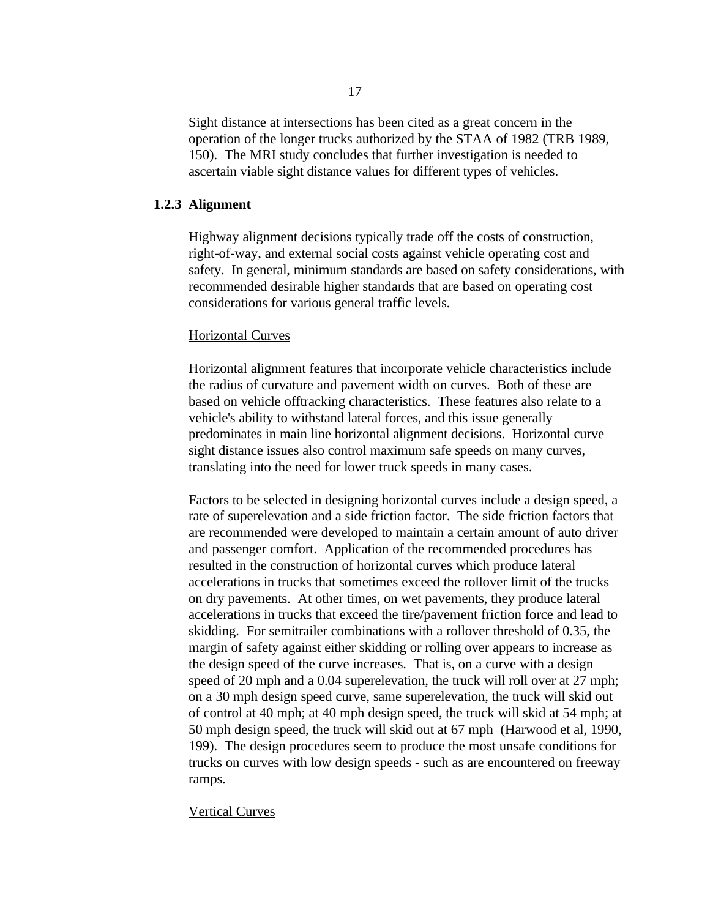Sight distance at intersections has been cited as a great concern in the operation of the longer trucks authorized by the STAA of 1982 (TRB 1989, 150). The MRI study concludes that further investigation is needed to ascertain viable sight distance values for different types of vehicles.

### 1.2.3 Alignment

Highway alignment decisions typically trade off the costs of construction, right-of-way, and external social costs against vehicle operating cost and safety. In general, minimum standards are based on safety considerations, with recommended desirable higher standards that are based on operating cost considerations for various general traffic levels.

Horizontal Curves

Horizontal alignment features that incorporate vehicle characteristics include the radius of curvature and pavement width on curves. Both of these are based on vehicle offtracking characteristics. These features also relate to a vehicle's ability to withstand lateral forces, and this issue generally predominates in main line horizontal alignment decisions. Horizontal curve sight distance issues also control maximum safe speeds on many curves, translating into the need for lower truck speeds in many cases.

Factors to be selected in designing horizontal curves include a design speed, a rate of superelevation and a side friction factor. The side friction factors that are recommended were developed to maintain a certain amount of auto driver and passenger comfort. Application of the recommended procedures has resulted in the construction of horizontal curves which produce lateral accelerations in trucks that sometimes exceed the rollover limit of the trucks on dry pavements. At other times, on wet pavements, they produce lateral accelerations in trucks that exceed the tire/pavement friction force and lead to skidding. For semitrailer combinations with a rollover threshold of 0.35, the margin of safety against either skidding or rolling over appears to increase as the design speed of the curve increases. That is, on a curve with a design speed of 20 mph and a 0.04 superelevation, the truck will roll over at 27 mph; on a 30 mph design speed curve, same superelevation, the truck will skid out of control at 40 mph; at 40 mph design speed, the truck will skid at 54 mph; at 50 mph design speed, the truck will skid out at 67 mph (Harwood et al, 1990, 199). The design procedures seem to produce the most unsafe conditions for trucks on curves with low design speeds - such as are encountered on freeway ramps.

Vertical Curves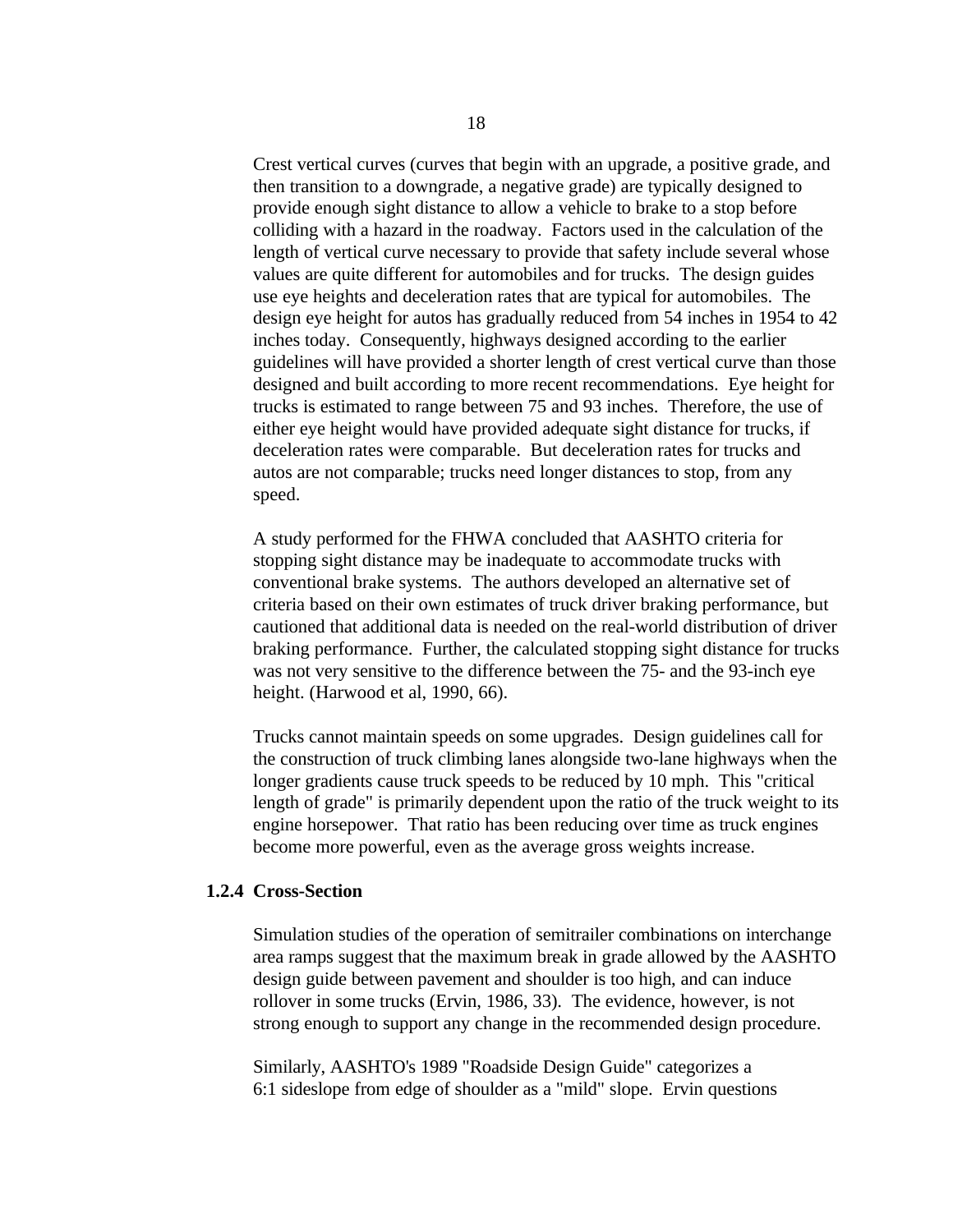Crest vertical curves (curves that begin with an upgrade, a positive grade, and then transition to a downgrade, a negative grade) are typically designed to provide enough sight distance to allow a vehicle to brake to a stop before colliding with a hazard in the roadway. Factors used in the calculation of the length of vertical curve necessary to provide that safety include several whose values are quite different for automobiles and for trucks. The design guides use eye heights and deceleration rates that are typical for automobiles. The design eye height for autos has gradually reduced from 54 inches in 1954 to 42 inches today. Consequently, highways designed according to the earlier guidelines will have provided a shorter length of crest vertical curve than those designed and built according to more recent recommendations. Eye height for trucks is estimated to range between 75 and 93 inches. Therefore, the use of either eye height would have provided adequate sight distance for trucks, if deceleration rates were comparable. But deceleration rates for trucks and autos are not comparable; trucks need longer distances to stop, from any speed.

A study performed for the FHWA concluded that AASHTO criteria for stopping sight distance may be inadequate to accommodate trucks with conventional brake systems. The authors developed an alternative set of criteria based on their own estimates of truck driver braking performance, but cautioned that additional data is needed on the real-world distribution of driver braking performance. Further, the calculated stopping sight distance for trucks was not very sensitive to the difference between the 75- and the 93-inch eye height. (Harwood et al, 1990, 66).

Trucks cannot maintain speeds on some upgrades. Design guidelines call for the construction of truck climbing lanes alongside two-lane highways when the longer gradients cause truck speeds to be reduced by 10 mph. This "critical length of grade" is primarily dependent upon the ratio of the truck weight to its engine horsepower. That ratio has been reducing over time as truck engines become more powerful, even as the average gross weights increase.

### 1.2.4 Cross-Section

Simulation studies of the operation of semitrailer combinations on interchange area ramps suggest that the maximum break in grade allowed by the AASHTO design guide between pavement and shoulder is too high, and can induce rollover in some trucks (Ervin, 1986, 33). The evidence, however, is not strong enough to support any change in the recommended design procedure.

Similarly, AASHTO's 1989 "Roadside Design Guide" categorizes a 6:1 sideslope from edge of shoulder as a "mild" slope. Ervin questions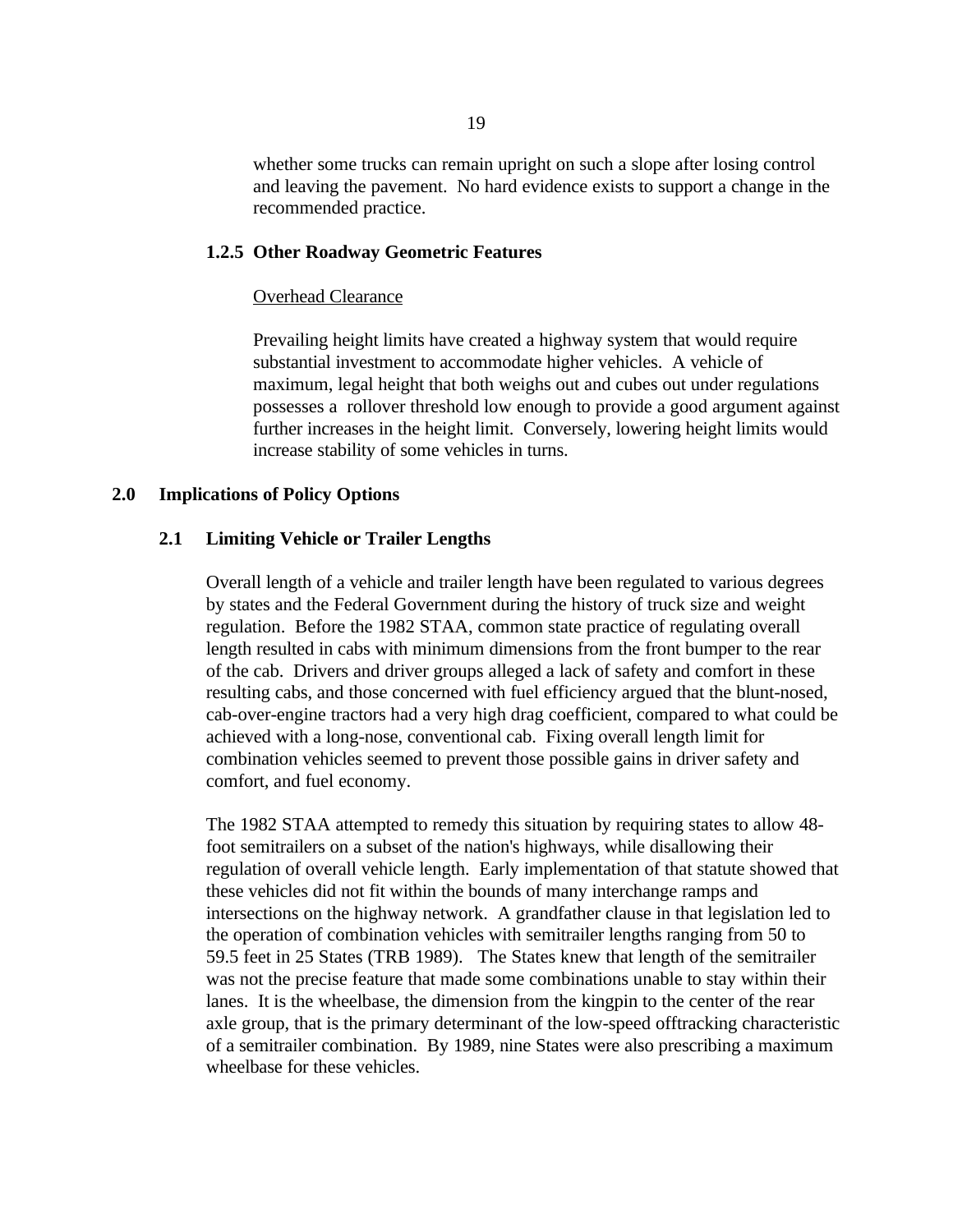whether some trucks can remain upright on such a slope after losing control and leaving the pavement. No hard evidence exists to support a change in the recommended practice.

### 1.2.5 Other Roadway Geometric Features

Overhead Clearance

Prevailing height limits have created a highway system that would require substantial investment to accommodate higher vehicles. A vehicle of maximum, legal height that both weighs out and cubes out under regulations possesses a rollover threshold low enough to provide a good argument against further increases in the height limit. Conversely, lowering height limits would increase stability of some vehicles in turns.

## 2.0 Implications of Policy Options

### 2.1 Limiting Vehicle or Trailer Lengths

Overall length of a vehicle and trailer length have been regulated to various degrees by states and the Federal Government during the history of truck size and weight regulation. Before the 1982 STAA, common state practice of regulating overall length resulted in cabs with minimum dimensions from the front bumper to the rear of the cab. Drivers and driver groups alleged a lack of safety and comfort in these resulting cabs, and those concerned with fuel efficiency argued that the blunt-nosed, cab-over-engine tractors had a very high drag coefficient, compared to what could be achieved with a long-nose, conventional cab. Fixing overall length limit for combination vehicles seemed to prevent those possible gains in driver safety and comfort, and fuel economy.

The 1982 STAA attempted to remedy this situation by requiring states to allow 48-foot semitrailers on a subset of the nation's highways, while disallowing their regulation of overall vehicle length. Early implementation of that statute showed that these vehicles did not fit within the bounds of many interchange ramps and intersections on the highway network. A grandfather clause in that legislation led to the operation of combination vehicles with semitrailer lengths ranging from 50 to 59.5 feet in 25 States (TRB 1989). The States knew that length of the semitrailer was not the precise feature that made some combinations unable to stay within their lanes. It is the wheelbase, the dimension from the kingpin to the center of the rear axle group, that is the primary determinant of the low-speed offtracking characteristic of a semitrailer combination. By 1989, nine States were also prescribing a maximum wheelbase for these vehicles.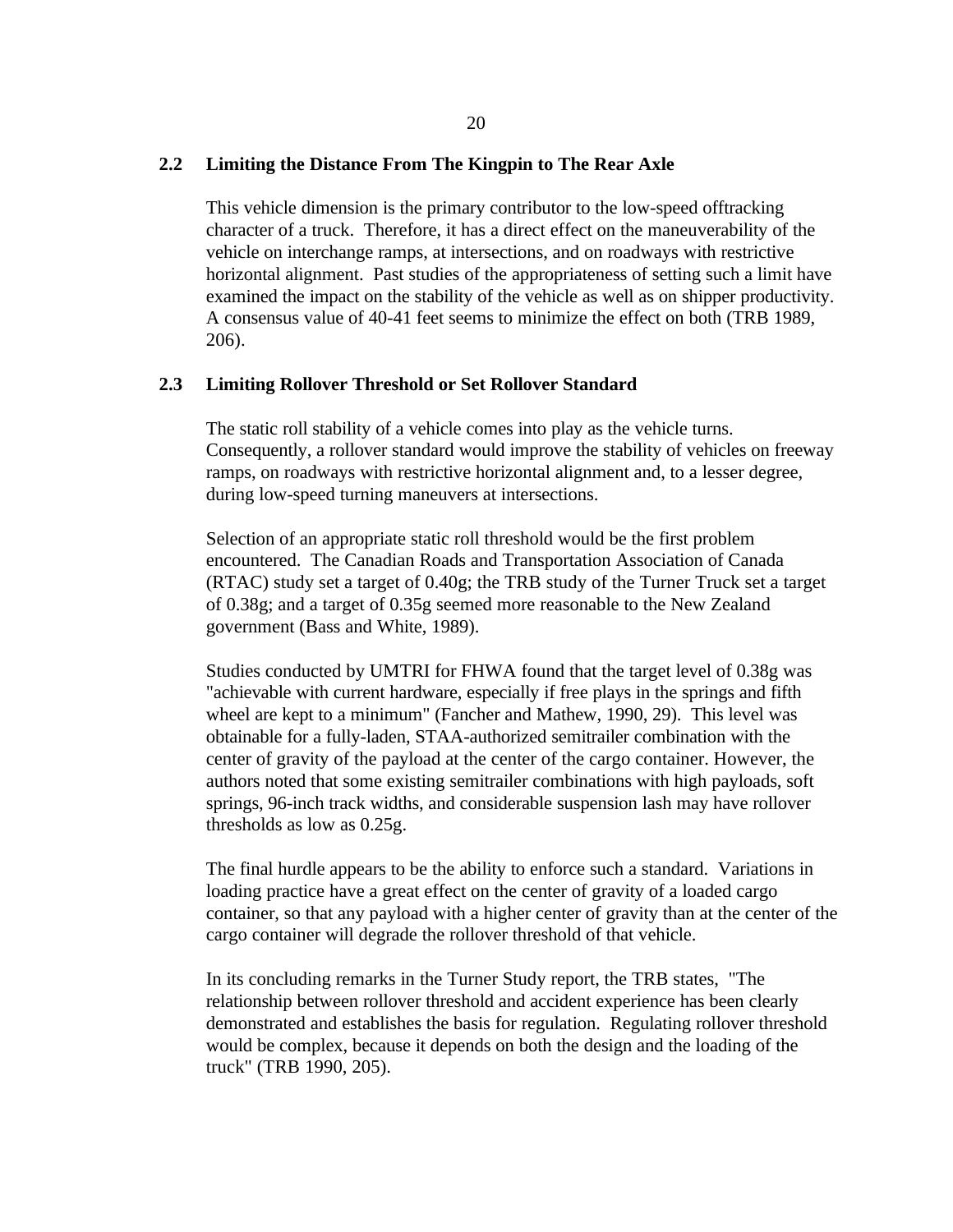## 2.2 Limiting the Distance From The Kingpin to The Rear Axle

This vehicle dimension is the primary contributor to the low-speed offtracking character of a truck. Therefore, it has a direct effect on the maneuverability of the vehicle on interchange ramps, at intersections, and on roadways with restrictive horizontal alignment. Past studies of the appropriateness of setting such a limit have examined the impact on the stability of the vehicle as well as on shipper productivity. A consensus value of 40-41 feet seems to minimize the effect on both (TRB 1989, 206).

## 2.3 Limiting Rollover Threshold or Set Rollover Standard

The static roll stability of a vehicle comes into play as the vehicle turns. Consequently, a rollover standard would improve the stability of vehicles on freeway ramps, on roadways with restrictive horizontal alignment and, to a lesser degree, during low-speed turning maneuvers at intersections.

Selection of an appropriate static roll threshold would be the first problem encountered. The Canadian Roads and Transportation Association of Canada (RTAC) study set a target of 0.40g; the TRB study of the Turner Truck set a target of 0.38g; and a target of 0.35g seemed more reasonable to the New Zealand government (Bass and White, 1989).

Studies conducted by UMTRI for FHWA found that the target level of 0.38g was "achievable with current hardware, especially if free plays in the springs and fifth wheel are kept to a minimum" (Fancher and Mathew, 1990, 29). This level was obtainable for a fully-laden, STAA-authorized semitrailer combination with the center of gravity of the payload at the center of the cargo container. However, the authors noted that some existing semitrailer combinations with high payloads, soft springs, 96-inch track widths, and considerable suspension lash may have rollover thresholds as low as 0.25g.

The final hurdle appears to be the ability to enforce such a standard. Variations in loading practice have a great effect on the center of gravity of a loaded cargo container, so that any payload with a higher center of gravity than at the center of the cargo container will degrade the rollover threshold of that vehicle.

In its concluding remarks in the Turner Study report, the TRB states, "The relationship between rollover threshold and accident experience has been clearly demonstrated and establishes the basis for regulation. Regulating rollover threshold would be complex, because it depends on both the design and the loading of the truck" (TRB 1990, 205).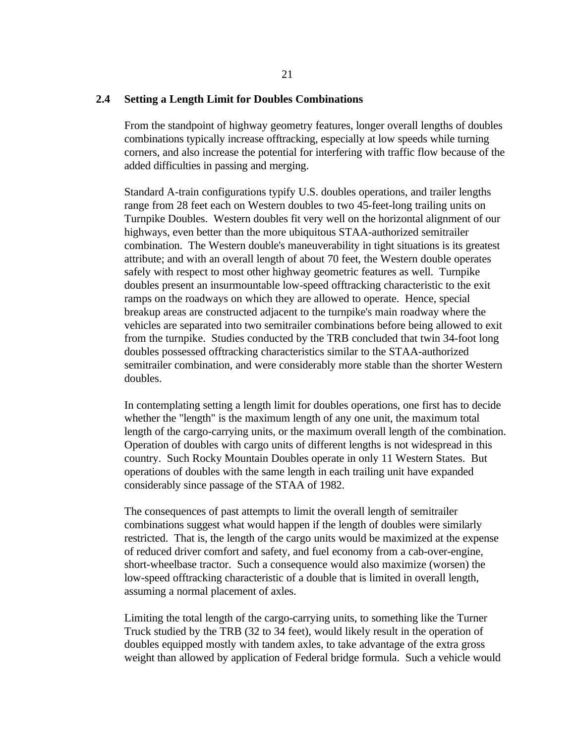## 2.4 Setting a Length Limit for Doubles Combinations

From the standpoint of highway geometry features, longer overall lengths of doubles combinations typically increase offtracking, especially at low speeds while turning corners, and also increase the potential for interfering with traffic flow because of the added difficulties in passing and merging.

Standard A-train configurations typify U.S. doubles operations, and trailer lengths range from 28 feet each on Western doubles to two 45-feet-long trailing units on Turnpike Doubles. Western doubles fit very well on the horizontal alignment of our highways, even better than the more ubiquitous STAA-authorized semitrailer combination. The Western double's maneuverability in tight situations is its greatest attribute; and with an overall length of about 70 feet, the Western double operates safely with respect to most other highway geometric features as well. Turnpike doubles present an insurmountable low-speed offtracking characteristic to the exit ramps on the roadways on which they are allowed to operate. Hence, special breakup areas are constructed adjacent to the turnpike's main roadway where the vehicles are separated into two semitrailer combinations before being allowed to exit from the turnpike. Studies conducted by the TRB concluded that twin 34-foot long doubles possessed offtracking characteristics similar to the STAA-authorized semitrailer combination, and were considerably more stable than the shorter Western doubles.

In contemplating setting a length limit for doubles operations, one first has to decide whether the "length" is the maximum length of any one unit, the maximum total length of the cargo-carrying units, or the maximum overall length of the combination. Operation of doubles with cargo units of different lengths is not widespread in this country. Such Rocky Mountain Doubles operate in only 11 Western States. But operations of doubles with the same length in each trailing unit have expanded considerably since passage of the STAA of 1982.

The consequences of past attempts to limit the overall length of semitrailer combinations suggest what would happen if the length of doubles were similarly restricted. That is, the length of the cargo units would be maximized at the expense of reduced driver comfort and safety, and fuel economy from a cab-over-engine, short-wheelbase tractor. Such a consequence would also maximize (worsen) the low-speed offtracking characteristic of a double that is limited in overall length, assuming a normal placement of axles.

Limiting the total length of the cargo-carrying units, to something like the Turner Truck studied by the TRB (32 to 34 feet), would likely result in the operation of doubles equipped mostly with tandem axles, to take advantage of the extra gross weight than allowed by application of Federal bridge formula. Such a vehicle would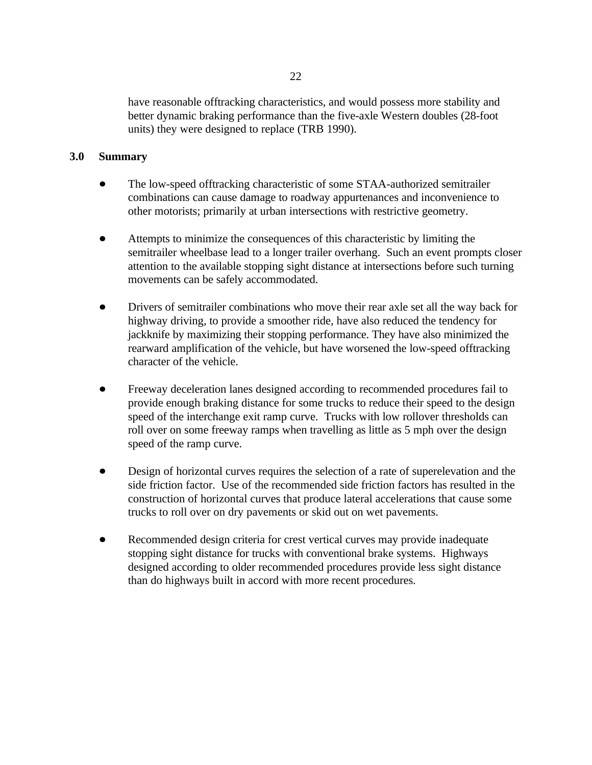have reasonable offtracking characteristics, and would possess more stability and better dynamic braking performance than the five-axle Western doubles (28-foot units) they were designed to replace (TRB 1990).

## 3.0 Summary

- The low-speed offtracking characteristic of some STAA-authorized semitrailer combinations can cause damage to roadway appurtenances and inconvenience to other motorists; primarily at urban intersections with restrictive geometry.

- Attempts to minimize the consequences of this characteristic by limiting the semitrailer wheelbase lead to a longer trailer overhang. Such an event prompts closer attention to the available stopping sight distance at intersections before such turning movements can be safely accommodated.

- Drivers of semitrailer combinations who move their rear axle set all the way back for highway driving, to provide a smoother ride, have also reduced the tendency for jackknife by maximizing their stopping performance. They have also minimized the rearward amplification of the vehicle, but have worsened the low-speed offtracking character of the vehicle.

- Freeway deceleration lanes designed according to recommended procedures fail to provide enough braking distance for some trucks to reduce their speed to the design speed of the interchange exit ramp curve. Trucks with low rollover thresholds can roll over on some freeway ramps when travelling as little as 5 mph over the design speed of the ramp curve.

- Design of horizontal curves requires the selection of a rate of superelevation and the side friction factor. Use of the recommended side friction factors has resulted in the construction of horizontal curves that produce lateral accelerations that cause some trucks to roll over on dry pavements or skid out on wet pavements.

- Recommended design criteria for crest vertical curves may provide inadequate stopping sight distance for trucks with conventional brake systems. Highways designed according to older recommended procedures provide less sight distance than do highways built in accord with more recent procedures.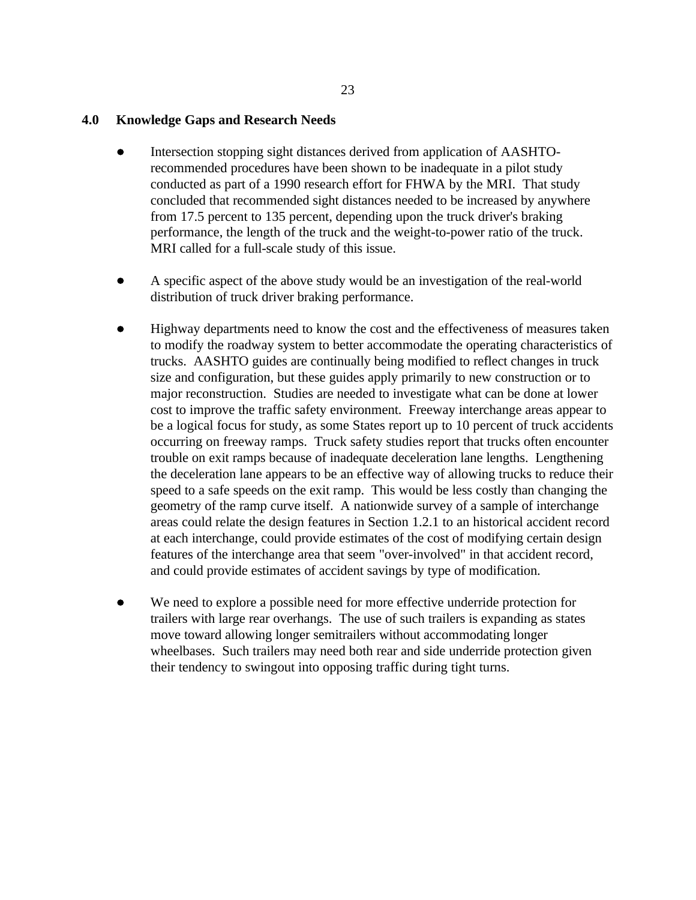## 4.0 Knowledge Gaps and Research Needs

- Intersection stopping sight distances derived from application of AASHTO-recommended procedures have been shown to be inadequate in a pilot study conducted as part of a 1990 research effort for FHWA by the MRI. That study concluded that recommended sight distances needed to be increased by anywhere from 17.5 percent to 135 percent, depending upon the truck driver's braking performance, the length of the truck and the weight-to-power ratio of the truck. MRI called for a full-scale study of this issue.

- A specific aspect of the above study would be an investigation of the real-world distribution of truck driver braking performance.

- Highway departments need to know the cost and the effectiveness of measures taken to modify the roadway system to better accommodate the operating characteristics of trucks. AASHTO guides are continually being modified to reflect changes in truck size and configuration, but these guides apply primarily to new construction or to major reconstruction. Studies are needed to investigate what can be done at lower cost to improve the traffic safety environment. Freeway interchange areas appear to be a logical focus for study, as some States report up to 10 percent of truck accidents occurring on freeway ramps. Truck safety studies report that trucks often encounter trouble on exit ramps because of inadequate deceleration lane lengths. Lengthening the deceleration lane appears to be an effective way of allowing trucks to reduce their speed to a safe speeds on the exit ramp. This would be less costly than changing the geometry of the ramp curve itself. A nationwide survey of a sample of interchange areas could relate the design features in Section 1.2.1 to an historical accident record at each interchange, could provide estimates of the cost of modifying certain design features of the interchange area that seem "over-involved" in that accident record, and could provide estimates of accident savings by type of modification.

- We need to explore a possible need for more effective underride protection for trailers with large rear overhangs. The use of such trailers is expanding as states move toward allowing longer semitrailers without accommodating longer wheelbases. Such trailers may need both rear and side underride protection given their tendency to swingout into opposing traffic during tight turns.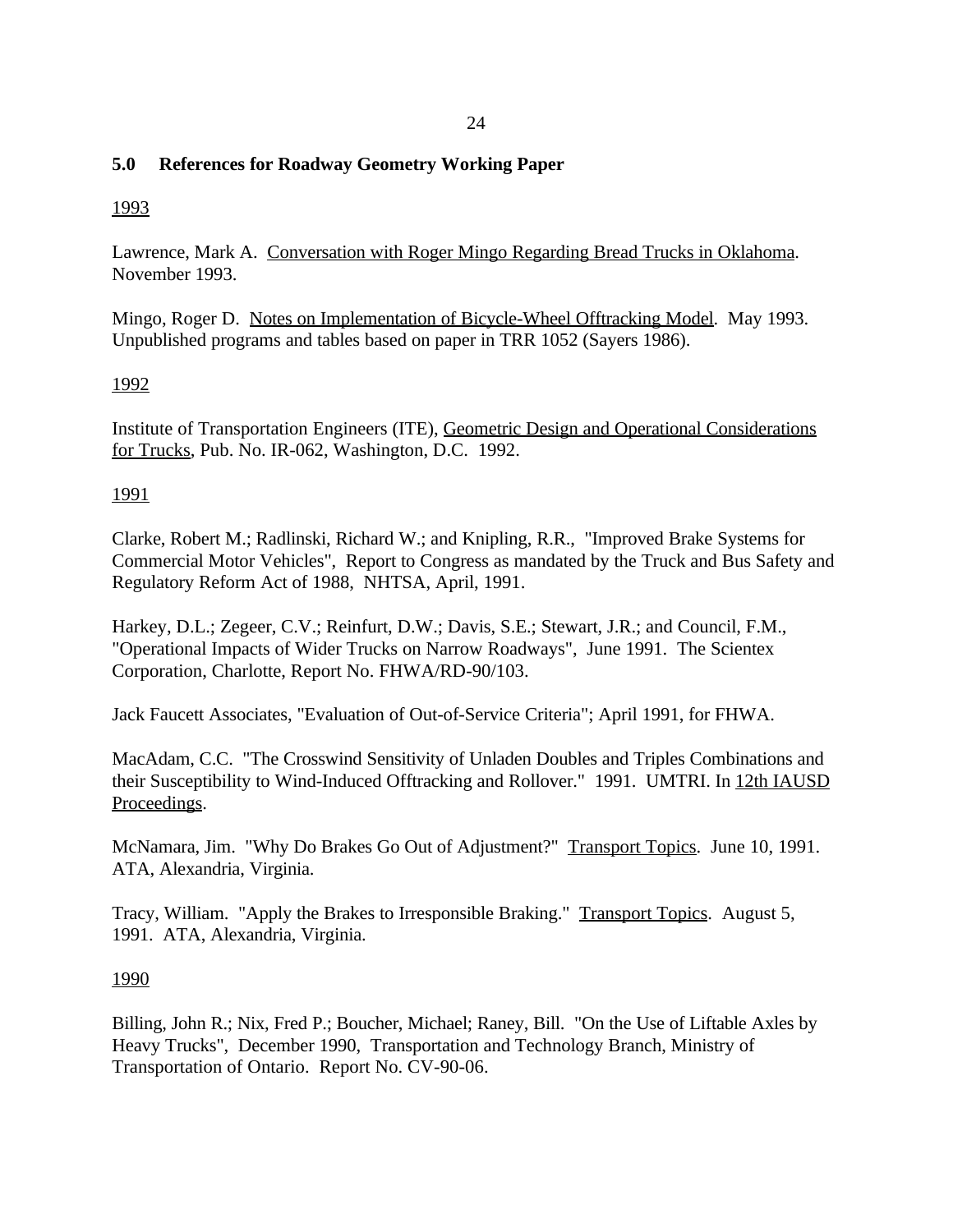## 5.0 References for Roadway Geometry Working Paper

<u>1993</u>

Lawrence, Mark A. <u>Conversation with Roger Mingo Regarding Bread Trucks in Oklahoma</u>. November 1993.

Mingo, Roger D. <u>Notes on Implementation of Bicycle-Wheel Offtracking Model</u>. May 1993. Unpublished programs and tables based on paper in TRR 1052 (Sayers 1986).

<u>1992</u>

Institute of Transportation Engineers (ITE), <u>Geometric Design and Operational Considerations for Trucks</u>, Pub. No. IR-062, Washington, D.C. 1992.

<u>1991</u>

Clarke, Robert M.; Radlinski, Richard W.; and Knipling, R.R., "Improved Brake Systems for Commercial Motor Vehicles", Report to Congress as mandated by the Truck and Bus Safety and Regulatory Reform Act of 1988, NHTSA, April, 1991.

Harkey, D.L.; Zegeer, C.V.; Reinfurt, D.W.; Davis, S.E.; Stewart, J.R.; and Council, F.M., "Operational Impacts of Wider Trucks on Narrow Roadways", June 1991. The Scientex Corporation, Charlotte, Report No. FHWA/RD-90/103.

Jack Faucett Associates, "Evaluation of Out-of-Service Criteria"; April 1991, for FHWA.

MacAdam, C.C. "The Crosswind Sensitivity of Unladen Doubles and Triples Combinations and their Susceptibility to Wind-Induced Offtracking and Rollover." 1991. UMTRI. In <u>12th IAUSD Proceedings</u>.

McNamara, Jim. "Why Do Brakes Go Out of Adjustment?" <u>Transport Topics</u>. June 10, 1991. ATA, Alexandria, Virginia.

Tracy, William. "Apply the Brakes to Irresponsible Braking." <u>Transport Topics</u>. August 5, 1991. ATA, Alexandria, Virginia.

<u>1990</u>

Billing, John R.; Nix, Fred P.; Boucher, Michael; Raney, Bill. "On the Use of Liftable Axles by Heavy Trucks", December 1990, Transportation and Technology Branch, Ministry of Transportation of Ontario. Report No. CV-90-06.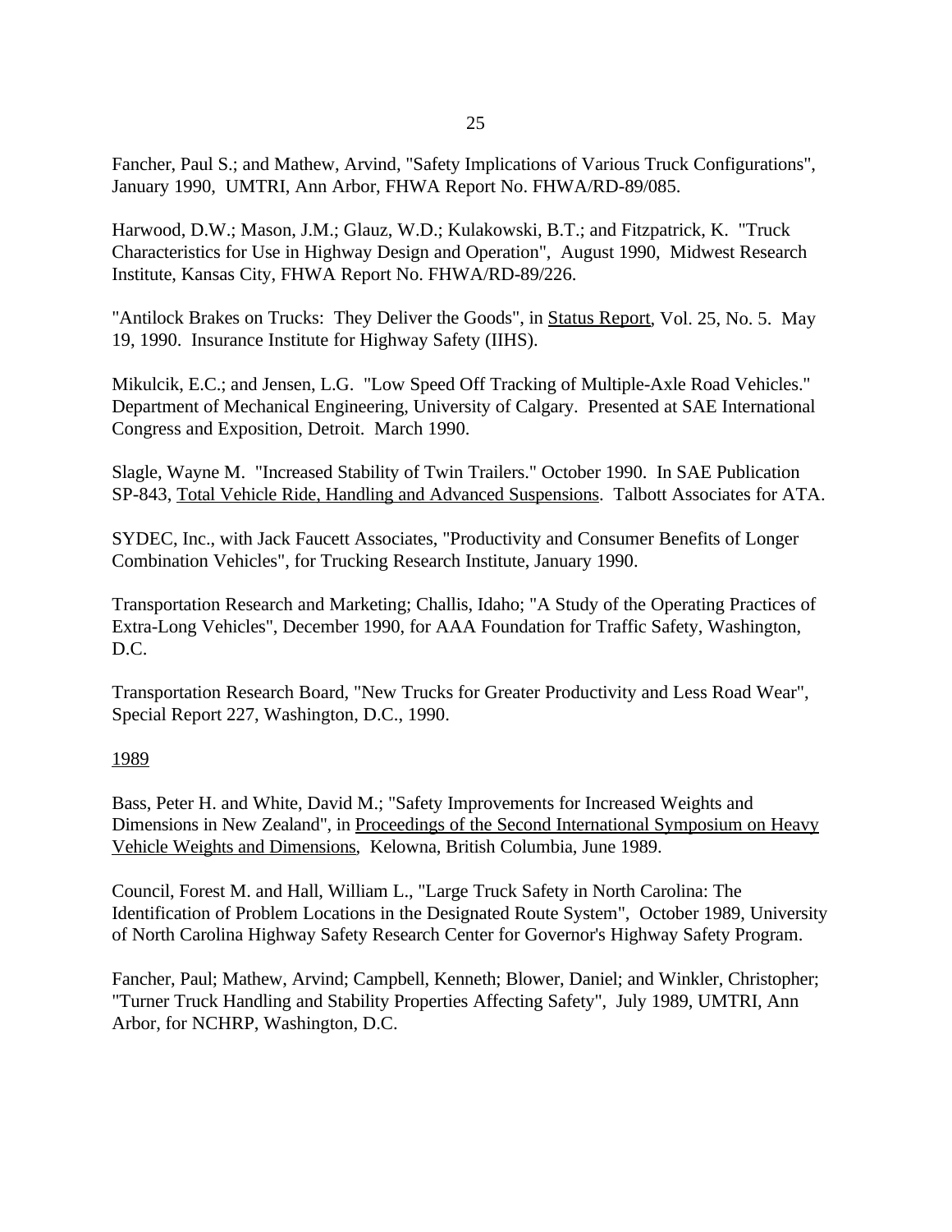Fancher, Paul S.; and Mathew, Arvind, "Safety Implications of Various Truck Configurations", January 1990, UMTRI, Ann Arbor, FHWA Report No. FHWA/RD-89/085.

Harwood, D.W.; Mason, J.M.; Glauz, W.D.; Kulakowski, B.T.; and Fitzpatrick, K. "Truck Characteristics for Use in Highway Design and Operation", August 1990, Midwest Research Institute, Kansas City, FHWA Report No. FHWA/RD-89/226.

"Antilock Brakes on Trucks: They Deliver the Goods", in Status Report, Vol. 25, No. 5. May 19, 1990. Insurance Institute for Highway Safety (IIHS).

Mikulcik, E.C.; and Jensen, L.G. "Low Speed Off Tracking of Multiple-Axle Road Vehicles." Department of Mechanical Engineering, University of Calgary. Presented at SAE International Congress and Exposition, Detroit. March 1990.

Slagle, Wayne M. "Increased Stability of Twin Trailers." October 1990. In SAE Publication SP-843, Total Vehicle Ride, Handling and Advanced Suspensions. Talbott Associates for ATA.

SYDEC, Inc., with Jack Faucett Associates, "Productivity and Consumer Benefits of Longer Combination Vehicles", for Trucking Research Institute, January 1990.

Transportation Research and Marketing; Challis, Idaho; "A Study of the Operating Practices of Extra-Long Vehicles", December 1990, for AAA Foundation for Traffic Safety, Washington, D.C.

Transportation Research Board, "New Trucks for Greater Productivity and Less Road Wear", Special Report 227, Washington, D.C., 1990.

1989

Bass, Peter H. and White, David M.; "Safety Improvements for Increased Weights and Dimensions in New Zealand", in Proceedings of the Second International Symposium on Heavy Vehicle Weights and Dimensions, Kelowna, British Columbia, June 1989.

Council, Forest M. and Hall, William L., "Large Truck Safety in North Carolina: The Identification of Problem Locations in the Designated Route System", October 1989, University of North Carolina Highway Safety Research Center for Governor's Highway Safety Program.

Fancher, Paul; Mathew, Arvind; Campbell, Kenneth; Blower, Daniel; and Winkler, Christopher; "Turner Truck Handling and Stability Properties Affecting Safety", July 1989, UMTRI, Ann Arbor, for NCHRP, Washington, D.C.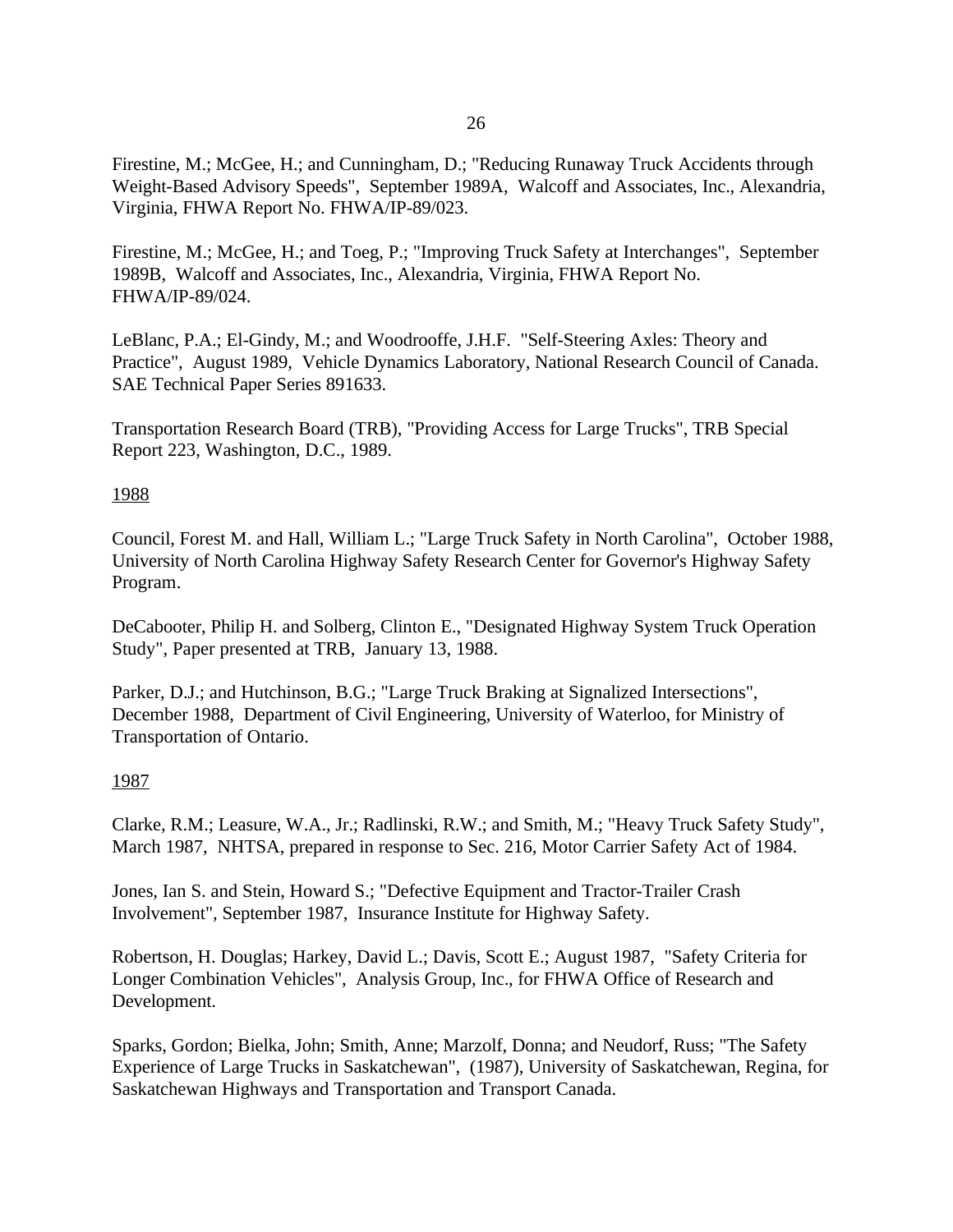Firestine, M.; McGee, H.; and Cunningham, D.; "Reducing Runaway Truck Accidents through Weight-Based Advisory Speeds", September 1989A, Walcoff and Associates, Inc., Alexandria, Virginia, FHWA Report No. FHWA/IP-89/023.

Firestine, M.; McGee, H.; and Toeg, P.; "Improving Truck Safety at Interchanges", September 1989B, Walcoff and Associates, Inc., Alexandria, Virginia, FHWA Report No. FHWA/IP-89/024.

LeBlanc, P.A.; El-Gindy, M.; and Woodrooffe, J.H.F. "Self-Steering Axles: Theory and Practice", August 1989, Vehicle Dynamics Laboratory, National Research Council of Canada. SAE Technical Paper Series 891633.

Transportation Research Board (TRB), "Providing Access for Large Trucks", TRB Special Report 223, Washington, D.C., 1989.

<u>1988</u>

Council, Forest M. and Hall, William L.; "Large Truck Safety in North Carolina", October 1988, University of North Carolina Highway Safety Research Center for Governor's Highway Safety Program.

DeCabooter, Philip H. and Solberg, Clinton E., "Designated Highway System Truck Operation Study", Paper presented at TRB, January 13, 1988.

Parker, D.J.; and Hutchinson, B.G.; "Large Truck Braking at Signalized Intersections", December 1988, Department of Civil Engineering, University of Waterloo, for Ministry of Transportation of Ontario.

<u>1987</u>

Clarke, R.M.; Leasure, W.A., Jr.; Radlinski, R.W.; and Smith, M.; "Heavy Truck Safety Study", March 1987, NHTSA, prepared in response to Sec. 216, Motor Carrier Safety Act of 1984.

Jones, Ian S. and Stein, Howard S.; "Defective Equipment and Tractor-Trailer Crash Involvement", September 1987, Insurance Institute for Highway Safety.

Robertson, H. Douglas; Harkey, David L.; Davis, Scott E.; August 1987, "Safety Criteria for Longer Combination Vehicles", Analysis Group, Inc., for FHWA Office of Research and Development.

Sparks, Gordon; Bielka, John; Smith, Anne; Marzolf, Donna; and Neudorf, Russ; "The Safety Experience of Large Trucks in Saskatchewan", (1987), University of Saskatchewan, Regina, for Saskatchewan Highways and Transportation and Transport Canada.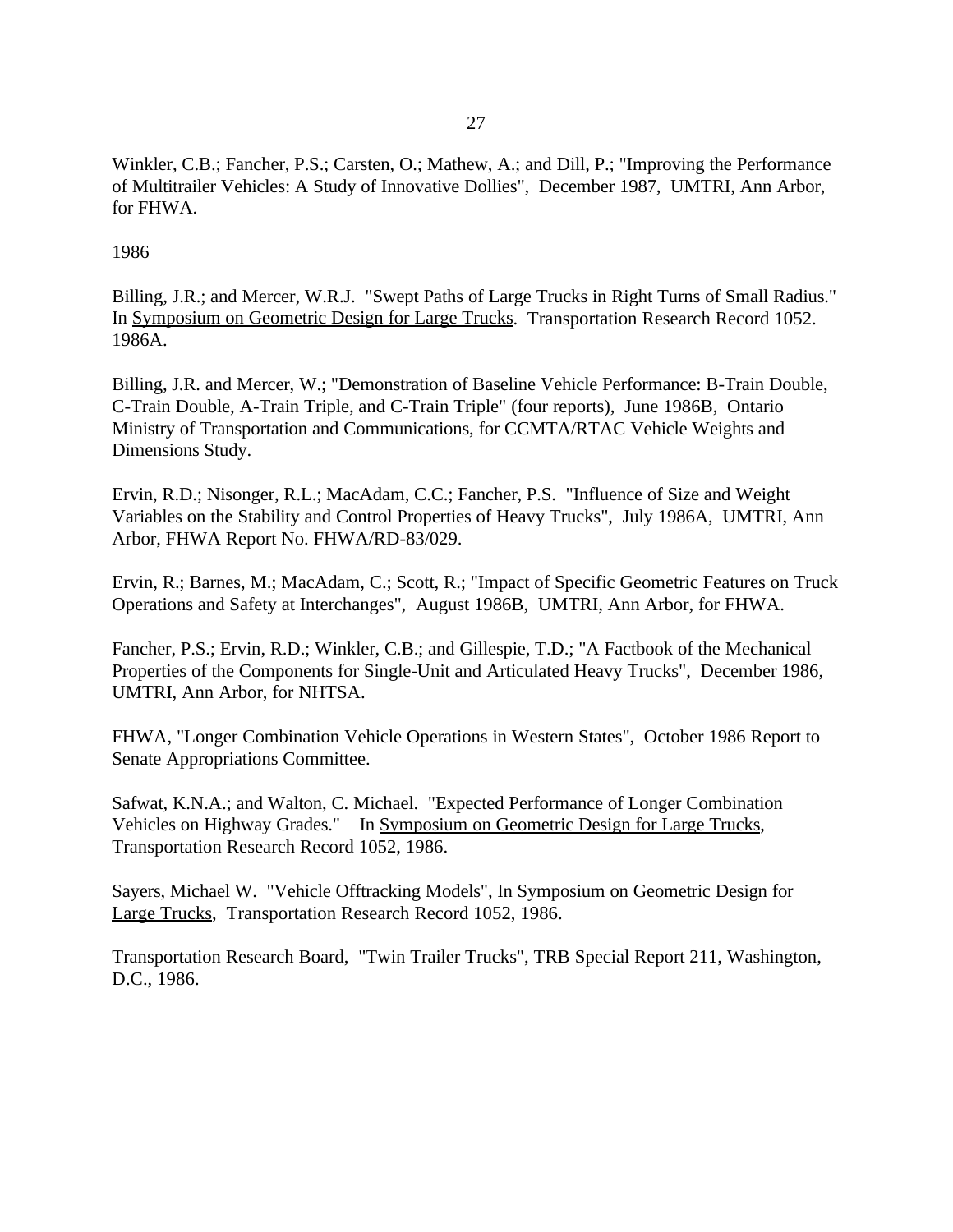Winkler, C.B.; Fancher, P.S.; Carsten, O.; Mathew, A.; and Dill, P.; "Improving the Performance of Multitrailer Vehicles: A Study of Innovative Dollies", December 1987, UMTRI, Ann Arbor, for FHWA.

<u>1986</u>

Billing, J.R.; and Mercer, W.R.J. "Swept Paths of Large Trucks in Right Turns of Small Radius." In <u>Symposium on Geometric Design for Large Trucks</u>. Transportation Research Record 1052. 1986A.

Billing, J.R. and Mercer, W.; "Demonstration of Baseline Vehicle Performance: B-Train Double, C-Train Double, A-Train Triple, and C-Train Triple" (four reports), June 1986B, Ontario Ministry of Transportation and Communications, for CCMTA/RTAC Vehicle Weights and Dimensions Study.

Ervin, R.D.; Nisonger, R.L.; MacAdam, C.C.; Fancher, P.S. "Influence of Size and Weight Variables on the Stability and Control Properties of Heavy Trucks", July 1986A, UMTRI, Ann Arbor, FHWA Report No. FHWA/RD-83/029.

Ervin, R.; Barnes, M.; MacAdam, C.; Scott, R.; "Impact of Specific Geometric Features on Truck Operations and Safety at Interchanges", August 1986B, UMTRI, Ann Arbor, for FHWA.

Fancher, P.S.; Ervin, R.D.; Winkler, C.B.; and Gillespie, T.D.; "A Factbook of the Mechanical Properties of the Components for Single-Unit and Articulated Heavy Trucks", December 1986, UMTRI, Ann Arbor, for NHTSA.

FHWA, "Longer Combination Vehicle Operations in Western States", October 1986 Report to Senate Appropriations Committee.

Safwat, K.N.A.; and Walton, C. Michael. "Expected Performance of Longer Combination Vehicles on Highway Grades." In <u>Symposium on Geometric Design for Large Trucks</u>, Transportation Research Record 1052, 1986.

Sayers, Michael W. "Vehicle Offtracking Models", In <u>Symposium on Geometric Design for Large Trucks</u>, Transportation Research Record 1052, 1986.

Transportation Research Board, "Twin Trailer Trucks", TRB Special Report 211, Washington, D.C., 1986.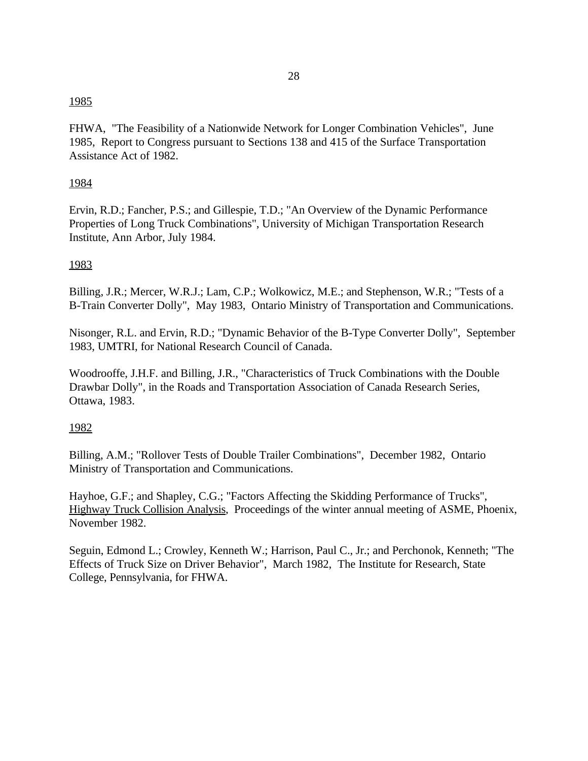<u>1985</u>

FHWA, "The Feasibility of a Nationwide Network for Longer Combination Vehicles", June 1985, Report to Congress pursuant to Sections 138 and 415 of the Surface Transportation Assistance Act of 1982.

<u>1984</u>

Ervin, R.D.; Fancher, P.S.; and Gillespie, T.D.; "An Overview of the Dynamic Performance Properties of Long Truck Combinations", University of Michigan Transportation Research Institute, Ann Arbor, July 1984.

<u>1983</u>

Billing, J.R.; Mercer, W.R.J.; Lam, C.P.; Wolkowicz, M.E.; and Stephenson, W.R.; "Tests of a B-Train Converter Dolly", May 1983, Ontario Ministry of Transportation and Communications.

Nisonger, R.L. and Ervin, R.D.; "Dynamic Behavior of the B-Type Converter Dolly", September 1983, UMTRI, for National Research Council of Canada.

Woodrooffe, J.H.F. and Billing, J.R., "Characteristics of Truck Combinations with the Double Drawbar Dolly", in the Roads and Transportation Association of Canada Research Series, Ottawa, 1983.

<u>1982</u>

Billing, A.M.; "Rollover Tests of Double Trailer Combinations", December 1982, Ontario Ministry of Transportation and Communications.

Hayhoe, G.F.; and Shapley, C.G.; "Factors Affecting the Skidding Performance of Trucks", <u>Highway Truck Collision Analysis</u>, Proceedings of the winter annual meeting of ASME, Phoenix, November 1982.

Seguin, Edmond L.; Crowley, Kenneth W.; Harrison, Paul C., Jr.; and Perchonok, Kenneth; "The Effects of Truck Size on Driver Behavior", March 1982, The Institute for Research, State College, Pennsylvania, for FHWA.